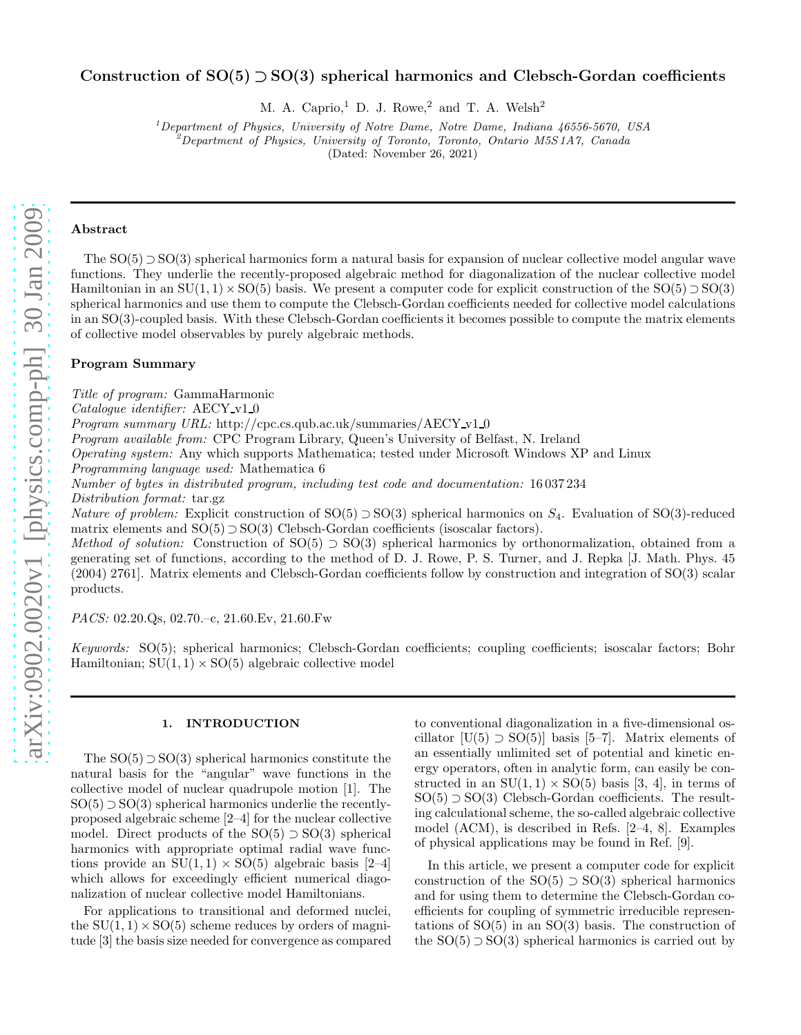# Construction of SO(5) ⊃ SO(3) spherical harmonics and Clebsch-Gordan coefficients

M. A. Caprio,[1] D. J. Rowe,[2] and T. A. Welsh[2]

[1]Department of Physics, University of Notre Dame, Notre Dame, Indiana 46556-5670, USA
[2]Department of Physics, University of Toronto, Toronto, Ontario M5S 1A7, Canada
(Dated: November 26, 2021)

## Abstract

The SO(5) ⊃ SO(3) spherical harmonics form a natural basis for expansion of nuclear collective model angular wave functions. They underlie the recently-proposed algebraic method for diagonalization of the nuclear collective model Hamiltonian in an SU(1, 1) × SO(5) basis. We present a computer code for explicit construction of the SO(5) ⊃ SO(3) spherical harmonics and use them to compute the Clebsch-Gordan coefficients needed for collective model calculations in an SO(3)-coupled basis. With these Clebsch-Gordan coefficients it becomes possible to compute the matrix elements of collective model observables by purely algebraic methods.

## Program Summary

*Title of program:* GammaHarmonic
*Catalogue identifier:* AECY_v1_0
*Program summary URL:* http://cpc.cs.qub.ac.uk/summaries/AECY_v1_0
*Program available from:* CPC Program Library, Queen's University of Belfast, N. Ireland
*Operating system:* Any which supports Mathematica; tested under Microsoft Windows XP and Linux
*Programming language used:* Mathematica 6
*Number of bytes in distributed program, including test code and documentation:* 16 037 234
*Distribution format:* tar.gz
*Nature of problem:* Explicit construction of SO(5) ⊃ SO(3) spherical harmonics on $S_4$. Evaluation of SO(3)-reduced matrix elements and SO(5) ⊃ SO(3) Clebsch-Gordan coefficients (isoscalar factors).
*Method of solution:* Construction of SO(5) ⊃ SO(3) spherical harmonics by orthonormalization, obtained from a generating set of functions, according to the method of D. J. Rowe, P. S. Turner, and J. Repka [J. Math. Phys. 45 (2004) 2761]. Matrix elements and Clebsch-Gordan coefficients follow by construction and integration of SO(3) scalar products.

*PACS:* 02.20.Qs, 02.70.–c, 21.60.Ev, 21.60.Fw

*Keywords:* SO(5); spherical harmonics; Clebsch-Gordan coefficients; coupling coefficients; isoscalar factors; Bohr Hamiltonian; SU(1, 1) × SO(5) algebraic collective model

## 1. INTRODUCTION

The SO(5) ⊃ SO(3) spherical harmonics constitute the natural basis for the "angular" wave functions in the collective model of nuclear quadrupole motion [1]. The SO(5) ⊃ SO(3) spherical harmonics underlie the recently-proposed algebraic scheme [2–4] for the nuclear collective model. Direct products of the SO(5) ⊃ SO(3) spherical harmonics with appropriate optimal radial wave functions provide an SU(1, 1) × SO(5) algebraic basis [2–4] which allows for exceedingly efficient numerical diagonalization of nuclear collective model Hamiltonians.

For applications to transitional and deformed nuclei, the SU(1, 1) × SO(5) scheme reduces by orders of magnitude [3] the basis size needed for convergence as compared to conventional diagonalization in a five-dimensional oscillator [U(5) ⊃ SO(5)] basis [5–7]. Matrix elements of an essentially unlimited set of potential and kinetic energy operators, often in analytic form, can easily be constructed in an SU(1, 1) × SO(5) basis [3, 4], in terms of SO(5) ⊃ SO(3) Clebsch-Gordan coefficients. The resulting calculational scheme, the so-called algebraic collective model (ACM), is described in Refs. [2–4, 8]. Examples of physical applications may be found in Ref. [9].

In this article, we present a computer code for explicit construction of the SO(5) ⊃ SO(3) spherical harmonics and for using them to determine the Clebsch-Gordan coefficients for coupling of symmetric irreducible representations of SO(5) in an SO(3) basis. The construction of the SO(5) ⊃ SO(3) spherical harmonics is carried out by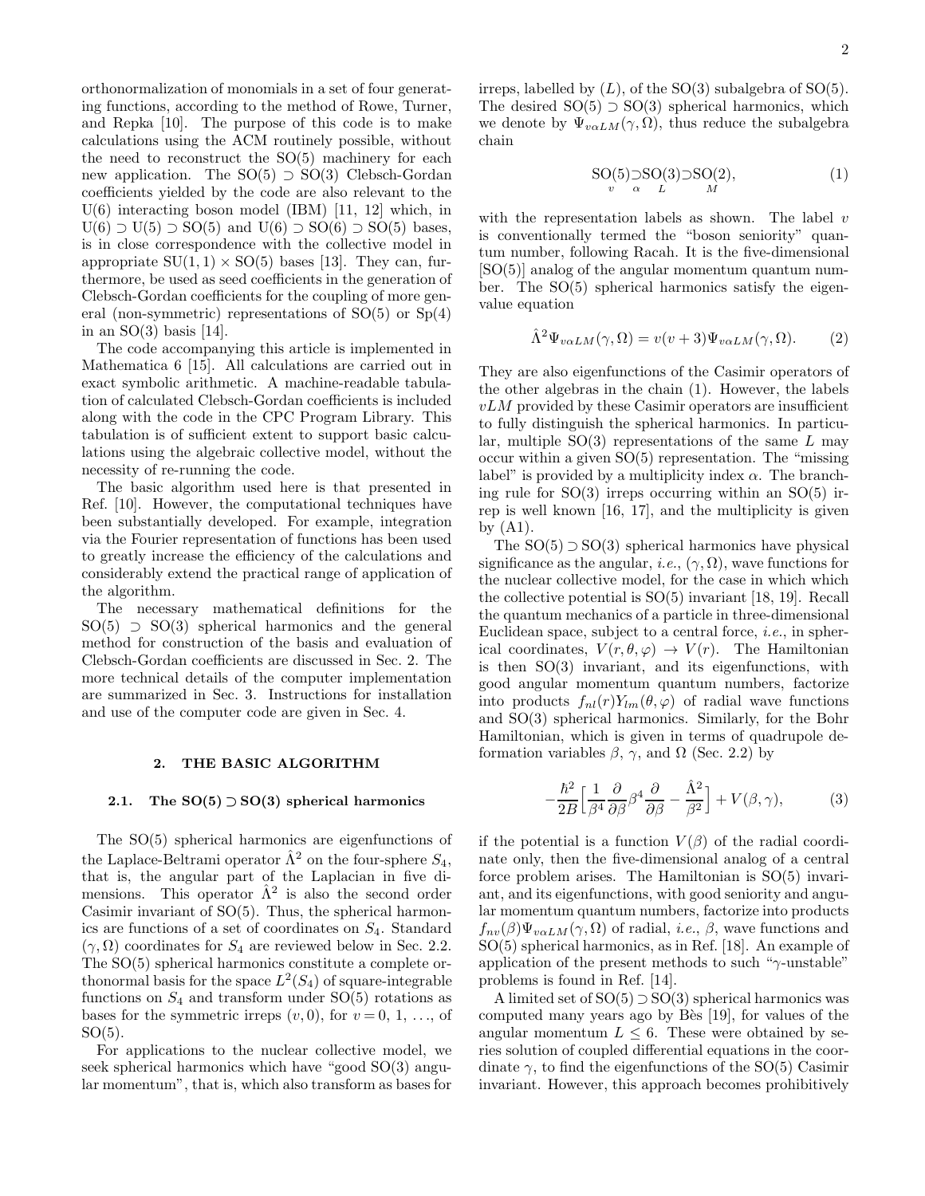orthonormalization of monomials in a set of four generating functions, according to the method of Rowe, Turner, and Repka [10]. The purpose of this code is to make calculations using the ACM routinely possible, without the need to reconstruct the SO(5) machinery for each new application. The SO(5) ⊃ SO(3) Clebsch-Gordan coefficients yielded by the code are also relevant to the U(6) interacting boson model (IBM) [11, 12] which, in U(6) ⊃ U(5) ⊃ SO(5) and U(6) ⊃ SO(6) ⊃ SO(5) bases, is in close correspondence with the collective model in appropriate SU(1, 1) × SO(5) bases [13]. They can, furthermore, be used as seed coefficients in the generation of Clebsch-Gordan coefficients for the coupling of more general (non-symmetric) representations of SO(5) or Sp(4) in an SO(3) basis [14].

The code accompanying this article is implemented in Mathematica 6 [15]. All calculations are carried out in exact symbolic arithmetic. A machine-readable tabulation of calculated Clebsch-Gordan coefficients is included along with the code in the CPC Program Library. This tabulation is of sufficient extent to support basic calculations using the algebraic collective model, without the necessity of re-running the code.

The basic algorithm used here is that presented in Ref. [10]. However, the computational techniques have been substantially developed. For example, integration via the Fourier representation of functions has been used to greatly increase the efficiency of the calculations and considerably extend the practical range of application of the algorithm.

The necessary mathematical definitions for the SO(5) ⊃ SO(3) spherical harmonics and the general method for construction of the basis and evaluation of Clebsch-Gordan coefficients are discussed in Sec. 2. The more technical details of the computer implementation are summarized in Sec. 3. Instructions for installation and use of the computer code are given in Sec. 4.

## 2. THE BASIC ALGORITHM

### 2.1. The SO(5) ⊃ SO(3) spherical harmonics

The SO(5) spherical harmonics are eigenfunctions of the Laplace-Beltrami operator $\hat{\Lambda}^2$ on the four-sphere $S_4$, that is, the angular part of the Laplacian in five dimensions. This operator $\hat{\Lambda}^2$ is also the second order Casimir invariant of SO(5). Thus, the spherical harmonics are functions of a set of coordinates on $S_4$. Standard $(\gamma, \Omega)$ coordinates for $S_4$ are reviewed below in Sec. 2.2. The SO(5) spherical harmonics constitute a complete orthonormal basis for the space $L^2(S_4)$ of square-integrable functions on $S_4$ and transform under SO(5) rotations as bases for the symmetric irreps $(v, 0)$, for $v = 0, 1, \ldots,$ of SO(5).

For applications to the nuclear collective model, we seek spherical harmonics which have "good SO(3) angular momentum", that is, which also transform as bases for irreps, labelled by $(L)$, of the SO(3) subalgebra of SO(5). The desired SO(5) ⊃ SO(3) spherical harmonics, which we denote by $\Psi_{v\alpha LM}(\gamma, \Omega)$, thus reduce the subalgebra chain

$$\underset{v}{\mathrm{SO}(5)} \supset \underset{\alpha \quad L}{\mathrm{SO}(3)} \supset \underset{M}{\mathrm{SO}(2)}, \tag{1}$$

with the representation labels as shown. The label $v$ is conventionally termed the "boson seniority" quantum number, following Racah. It is the five-dimensional [SO(5)] analog of the angular momentum quantum number. The SO(5) spherical harmonics satisfy the eigenvalue equation

$$\hat{\Lambda}^2 \Psi_{v\alpha LM}(\gamma, \Omega) = v(v+3)\Psi_{v\alpha LM}(\gamma, \Omega). \tag{2}$$

They are also eigenfunctions of the Casimir operators of the other algebras in the chain (1). However, the labels $vLM$ provided by these Casimir operators are insufficient to fully distinguish the spherical harmonics. In particular, multiple SO(3) representations of the same $L$ may occur within a given SO(5) representation. The "missing label" is provided by a multiplicity index $\alpha$. The branching rule for SO(3) irreps occurring within an SO(5) irrep is well known [16, 17], and the multiplicity is given by (A1).

The SO(5) ⊃ SO(3) spherical harmonics have physical significance as the angular, *i.e.*, $(\gamma, \Omega)$, wave functions for the nuclear collective model, for the case in which which the collective potential is SO(5) invariant [18, 19]. Recall the quantum mechanics of a particle in three-dimensional Euclidean space, subject to a central force, *i.e.*, in spherical coordinates, $V(r, \theta, \varphi) \rightarrow V(r)$. The Hamiltonian is then SO(3) invariant, and its eigenfunctions, with good angular momentum quantum numbers, factorize into products $f_{nl}(r) Y_{lm}(\theta, \varphi)$ of radial wave functions and SO(3) spherical harmonics. Similarly, for the Bohr Hamiltonian, which is given in terms of quadrupole deformation variables $\beta$, $\gamma$, and $\Omega$ (Sec. 2.2) by

$$-\frac{\hbar^2}{2B}\Big[\frac{1}{\beta^4}\frac{\partial}{\partial\beta}\beta^4\frac{\partial}{\partial\beta} - \frac{\hat{\Lambda}^2}{\beta^2}\Big] + V(\beta, \gamma), \tag{3}$$

if the potential is a function $V(\beta)$ of the radial coordinate only, then the five-dimensional analog of a central force problem arises. The Hamiltonian is SO(5) invariant, and its eigenfunctions, with good seniority and angular momentum quantum numbers, factorize into products $f_{nv}(\beta)\Psi_{v\alpha LM}(\gamma, \Omega)$ of radial, *i.e.*, $\beta$, wave functions and SO(5) spherical harmonics, as in Ref. [18]. An example of application of the present methods to such "$\gamma$-unstable" problems is found in Ref. [14].

A limited set of SO(5) ⊃ SO(3) spherical harmonics was computed many years ago by Bès [19], for values of the angular momentum $L \leq 6$. These were obtained by series solution of coupled differential equations in the coordinate $\gamma$, to find the eigenfunctions of the SO(5) Casimir invariant. However, this approach becomes prohibitively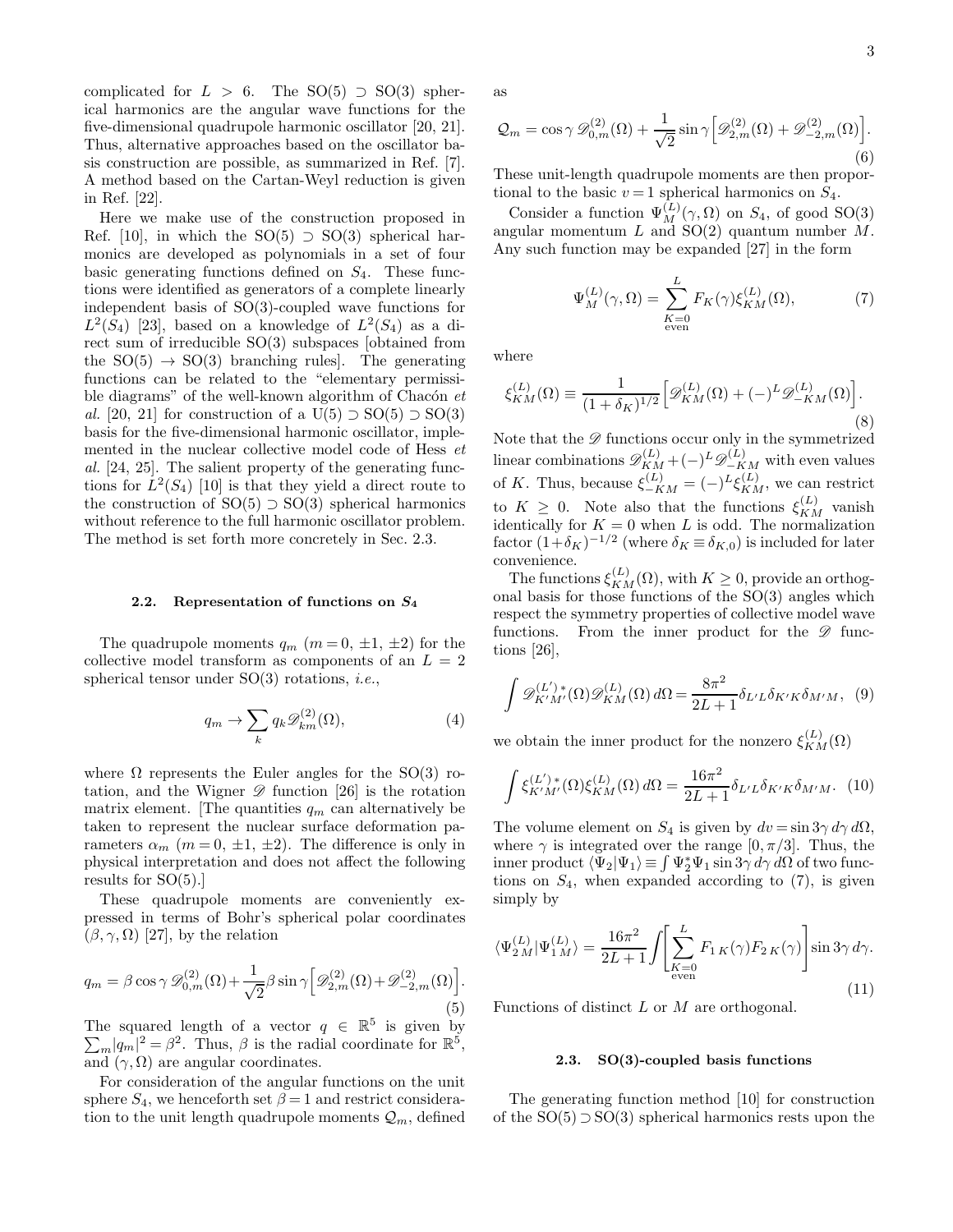complicated for $L > 6$. The SO(5) ⊃ SO(3) spherical harmonics are the angular wave functions for the five-dimensional quadrupole harmonic oscillator [20, 21]. Thus, alternative approaches based on the oscillator basis construction are possible, as summarized in Ref. [7]. A method based on the Cartan-Weyl reduction is given in Ref. [22].

Here we make use of the construction proposed in Ref. [10], in which the SO(5) ⊃ SO(3) spherical harmonics are developed as polynomials in a set of four basic generating functions defined on $S_4$. These functions were identified as generators of a complete linearly independent basis of SO(3)-coupled wave functions for $L^2(S_4)$ [23], based on a knowledge of $L^2(S_4)$ as a direct sum of irreducible SO(3) subspaces [obtained from the SO(5) → SO(3) branching rules]. The generating functions can be related to the "elementary permissible diagrams" of the well-known algorithm of Chacón *et al.* [20, 21] for construction of a U(5) ⊃ SO(5) ⊃ SO(3) basis for the five-dimensional harmonic oscillator, implemented in the nuclear collective model code of Hess *et al.* [24, 25]. The salient property of the generating functions for $L^2(S_4)$ [10] is that they yield a direct route to the construction of SO(5) ⊃ SO(3) spherical harmonics without reference to the full harmonic oscillator problem. The method is set forth more concretely in Sec. 2.3.

### 2.2. Representation of functions on $S_4$

The quadrupole moments $q_m$ ($m = 0, \pm1, \pm2$) for the collective model transform as components of an $L = 2$ spherical tensor under SO(3) rotations, *i.e.*,

$$q_m \to \sum_k q_k \mathscr{D}^{(2)}_{km}(\Omega), \tag{4}$$

where $\Omega$ represents the Euler angles for the SO(3) rotation, and the Wigner $\mathscr{D}$ function [26] is the rotation matrix element. [The quantities $q_m$ can alternatively be taken to represent the nuclear surface deformation parameters $\alpha_m$ ($m = 0, \pm1, \pm2$). The difference is only in physical interpretation and does not affect the following results for SO(5).]

These quadrupole moments are conveniently expressed in terms of Bohr's spherical polar coordinates $(\beta, \gamma, \Omega)$ [27], by the relation

$$q_m = \beta \cos\gamma\, \mathscr{D}^{(2)}_{0,m}(\Omega) + \frac{1}{\sqrt{2}} \beta \sin\gamma \Big[\mathscr{D}^{(2)}_{2,m}(\Omega) + \mathscr{D}^{(2)}_{-2,m}(\Omega)\Big]. \tag{5}$$

The squared length of a vector $q \in \mathbb{R}^5$ is given by $\sum_m |q_m|^2 = \beta^2$. Thus, $\beta$ is the radial coordinate for $\mathbb{R}^5$, and $(\gamma, \Omega)$ are angular coordinates.

For consideration of the angular functions on the unit sphere $S_4$, we henceforth set $\beta = 1$ and restrict consideration to the unit length quadrupole moments $\mathcal{Q}_m$, defined as

$$\mathcal{Q}_m = \cos\gamma\, \mathscr{D}^{(2)}_{0,m}(\Omega) + \frac{1}{\sqrt{2}} \sin\gamma \Big[\mathscr{D}^{(2)}_{2,m}(\Omega) + \mathscr{D}^{(2)}_{-2,m}(\Omega)\Big]. \tag{6}$$

These unit-length quadrupole moments are then proportional to the basic $v = 1$ spherical harmonics on $S_4$.

Consider a function $\Psi^{(L)}_M(\gamma, \Omega)$ on $S_4$, of good SO(3) angular momentum $L$ and SO(2) quantum number $M$. Any such function may be expanded [27] in the form

$$\Psi^{(L)}_M(\gamma, \Omega) = \sum_{\substack{K=0 \\ \text{even}}}^{L} F_K(\gamma) \xi^{(L)}_{KM}(\Omega), \tag{7}$$

where

$$\xi^{(L)}_{KM}(\Omega) \equiv \frac{1}{(1 + \delta_K)^{1/2}} \Big[\mathscr{D}^{(L)}_{KM}(\Omega) + (-)^L \mathscr{D}^{(L)}_{-KM}(\Omega)\Big]. \tag{8}$$

Note that the $\mathscr{D}$ functions occur only in the symmetrized linear combinations $\mathscr{D}^{(L)}_{KM} + (-)^L \mathscr{D}^{(L)}_{-KM}$ with even values of $K$. Thus, because $\xi^{(L)}_{-KM} = (-)^L \xi^{(L)}_{KM}$, we can restrict to $K \geq 0$. Note also that the functions $\xi^{(L)}_{KM}$ vanish identically for $K = 0$ when $L$ is odd. The normalization factor $(1 + \delta_K)^{-1/2}$ (where $\delta_K \equiv \delta_{K,0}$) is included for later convenience.

The functions $\xi^{(L)}_{KM}(\Omega)$, with $K \geq 0$, provide an orthogonal basis for those functions of the SO(3) angles which respect the symmetry properties of collective model wave functions. From the inner product for the $\mathscr{D}$ functions [26],

$$\int \mathscr{D}^{(L')\,*}_{K'M'}(\Omega) \mathscr{D}^{(L)}_{KM}(\Omega)\, d\Omega = \frac{8\pi^2}{2L + 1} \delta_{L'L} \delta_{K'K} \delta_{M'M}, \tag{9}$$

we obtain the inner product for the nonzero $\xi^{(L)}_{KM}(\Omega)$

$$\int \xi^{(L')\,*}_{K'M'}(\Omega) \xi^{(L)}_{KM}(\Omega)\, d\Omega = \frac{16\pi^2}{2L + 1} \delta_{L'L} \delta_{K'K} \delta_{M'M}. \tag{10}$$

The volume element on $S_4$ is given by $dv = \sin 3\gamma\, d\gamma\, d\Omega$, where $\gamma$ is integrated over the range $[0, \pi/3]$. Thus, the inner product $\langle \Psi_2 | \Psi_1 \rangle \equiv \int \Psi_2^* \Psi_1 \sin 3\gamma\, d\gamma\, d\Omega$ of two functions on $S_4$, when expanded according to (7), is given simply by

$$\langle \Psi^{(L)}_{2\,M} | \Psi^{(L)}_{1\,M} \rangle = \frac{16\pi^2}{2L + 1} \int \Bigg[\sum_{\substack{K=0 \\ \text{even}}}^{L} F_{1\,K}(\gamma) F_{2\,K}(\gamma)\Bigg] \sin 3\gamma\, d\gamma. \tag{11}$$

Functions of distinct $L$ or $M$ are orthogonal.

### 2.3. SO(3)-coupled basis functions

The generating function method [10] for construction of the SO(5) ⊃ SO(3) spherical harmonics rests upon the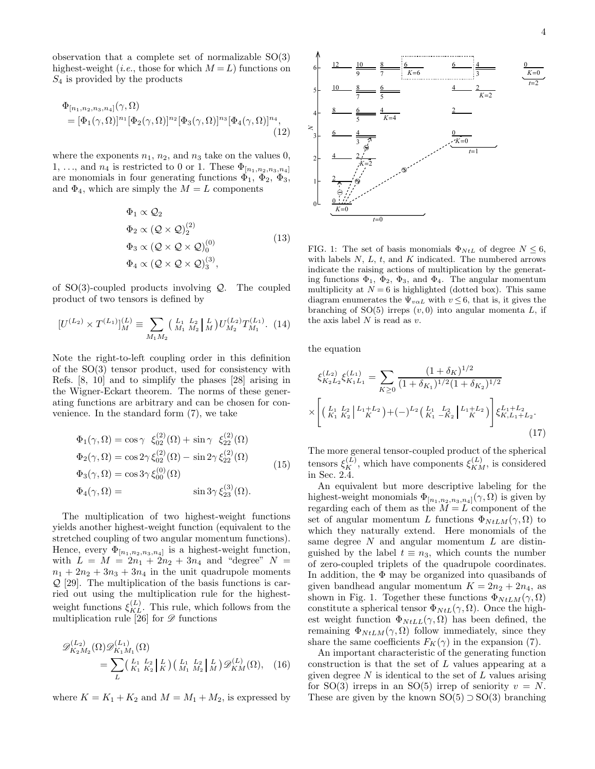observation that a complete set of normalizable SO(3) highest-weight (*i.e.*, those for which $M = L$) functions on $S_4$ is provided by the products

$$
\begin{aligned}
&\Phi_{[n_1,n_2,n_3,n_4]}(\gamma,\Omega) \\
&= [\Phi_1(\gamma,\Omega)]^{n_1}[\Phi_2(\gamma,\Omega)]^{n_2}[\Phi_3(\gamma,\Omega)]^{n_3}[\Phi_4(\gamma,\Omega)]^{n_4},
\end{aligned}
\tag{12}
$$

where the exponents $n_1$, $n_2$, and $n_3$ take on the values 0, 1, ..., and $n_4$ is restricted to 0 or 1. These $\Phi_{[n_1,n_2,n_3,n_4]}$ are monomials in four generating functions $\Phi_1$, $\Phi_2$, $\Phi_3$, and $\Phi_4$, which are simply the $M = L$ components

$$
\begin{aligned}
\Phi_1 &\propto \mathcal{Q}_2 \\
\Phi_2 &\propto (\mathcal{Q}\times\mathcal{Q})^{(2)}_2 \\
\Phi_3 &\propto (\mathcal{Q}\times\mathcal{Q}\times\mathcal{Q})^{(0)}_0 \\
\Phi_4 &\propto (\mathcal{Q}\times\mathcal{Q}\times\mathcal{Q})^{(3)}_3,
\end{aligned}
\tag{13}
$$

of SO(3)-coupled products involving $\mathcal{Q}$. The coupled product of two tensors is defined by

$$
[U^{(L_2)}\times T^{(L_1)}]^{(L)}_M \equiv \sum_{M_1M_2} \left( \begin{smallmatrix} L_1 & L_2 \\ M_1 & M_2 \end{smallmatrix} \middle| \begin{smallmatrix} L \\ M \end{smallmatrix} \right) U^{(L_2)}_{M_2} T^{(L_1)}_{M_1}. \tag{14}
$$

Note the right-to-left coupling order in this definition of the SO(3) tensor product, used for consistency with Refs. [8, 10] and to simplify the phases [28] arising in the Wigner-Eckart theorem. The norms of these generating functions are arbitrary and can be chosen for convenience. In the standard form (7), we take

$$
\begin{aligned}
\Phi_1(\gamma,\Omega) &= \cos\gamma \;\; \xi^{(2)}_{02}(\Omega) + \sin\gamma \;\; \xi^{(2)}_{22}(\Omega) \\
\Phi_2(\gamma,\Omega) &= \cos 2\gamma\, \xi^{(2)}_{02}(\Omega) - \sin 2\gamma\, \xi^{(2)}_{22}(\Omega) \\
\Phi_3(\gamma,\Omega) &= \cos 3\gamma\, \xi^{(0)}_{00}(\Omega) \\
\Phi_4(\gamma,\Omega) &= \qquad\qquad\qquad\;\; \sin 3\gamma\, \xi^{(3)}_{23}(\Omega).
\end{aligned}
\tag{15}
$$

The multiplication of two highest-weight functions yields another highest-weight function (equivalent to the stretched coupling of two angular momentum functions). Hence, every $\Phi_{[n_1,n_2,n_3,n_4]}$ is a highest-weight function, with $L = M = 2n_1 + 2n_2 + 3n_4$ and "degree" $N = n_1 + 2n_2 + 3n_3 + 3n_4$ in the unit quadrupole moments $\mathcal{Q}$ [29]. The multiplication of the basis functions is carried out using the multiplication rule for the highest-weight functions $\xi^{(L)}_{KL}$. This rule, which follows from the multiplication rule [26] for $\mathscr{D}$ functions

$$
\mathscr{D}^{(L_2)}_{K_2M_2}(\Omega)\mathscr{D}^{(L_1)}_{K_1M_1}(\Omega) = \sum_L \left( \begin{smallmatrix} L_1 & L_2 \\ K_1 & K_2 \end{smallmatrix} \middle| \begin{smallmatrix} L \\ K \end{smallmatrix} \right) \left( \begin{smallmatrix} L_1 & L_2 \\ M_1 & M_2 \end{smallmatrix} \middle| \begin{smallmatrix} L \\ M \end{smallmatrix} \right) \mathscr{D}^{(L)}_{KM}(\Omega), \tag{16}
$$

where $K = K_1 + K_2$ and $M = M_1 + M_2$, is expressed by

FIG. 1: The set of basis monomials $\Phi_{NtL}$ of degree $N \leq 6$, with labels $N$, $L$, $t$, and $K$ indicated. The numbered arrows indicate the raising actions of multiplication by the generating functions $\Phi_1$, $\Phi_2$, $\Phi_3$, and $\Phi_4$. The angular momentum multiplicity at $N = 6$ is highlighted (dotted box). This same diagram enumerates the $\Psi_{v\alpha L}$ with $v \leq 6$, that is, it gives the branching of SO(5) irreps $(v, 0)$ into angular momenta $L$, if the axis label $N$ is read as $v$.

the equation

$$
\begin{aligned}
\xi^{(L_2)}_{K_2L_2}\xi^{(L_1)}_{K_1L_1} &= \sum_{K\geq 0} \frac{(1+\delta_K)^{1/2}}{(1+\delta_{K_1})^{1/2}(1+\delta_{K_2})^{1/2}} \\
&\times \left[ \left( \begin{smallmatrix} L_1 & L_2 \\ K_1 & K_2 \end{smallmatrix} \middle| \begin{smallmatrix} L_1+L_2 \\ K \end{smallmatrix} \right) + (-)^{L_2} \left( \begin{smallmatrix} L_1 & L_2 \\ K_1 & -K_2 \end{smallmatrix} \middle| \begin{smallmatrix} L_1+L_2 \\ K \end{smallmatrix} \right) \right] \xi^{L_1+L_2}_{K,L_1+L_2}.
\end{aligned}
\tag{17}
$$

The more general tensor-coupled product of the spherical tensors $\xi^{(L)}_K$, which have components $\xi^{(L)}_{KM}$, is considered in Sec. 2.4.

An equivalent but more descriptive labeling for the highest-weight monomials $\Phi_{[n_1,n_2,n_3,n_4]}(\gamma,\Omega)$ is given by regarding each of them as the $M = L$ component of the set of angular momentum $L$ functions $\Phi_{NtLM}(\gamma,\Omega)$ to which they naturally extend. Here monomials of the same degree $N$ and angular momentum $L$ are distinguished by the label $t \equiv n_3$, which counts the number of zero-coupled triplets of the quadrupole coordinates. In addition, the $\Phi$ may be organized into quasibands of given bandhead angular momentum $K = 2n_2 + 2n_4$, as shown in Fig. 1. Together these functions $\Phi_{NtLM}(\gamma,\Omega)$ constitute a spherical tensor $\Phi_{NtL}(\gamma,\Omega)$. Once the highest weight function $\Phi_{NtLL}(\gamma,\Omega)$ has been defined, the remaining $\Phi_{NtLM}(\gamma,\Omega)$ follow immediately, since they share the same coefficients $F_K(\gamma)$ in the expansion (7).

An important characteristic of the generating function construction is that the set of $L$ values appearing at a given degree $N$ is identical to the set of $L$ values arising for SO(3) irreps in an SO(5) irrep of seniority $v = N$. These are given by the known SO(5) ⊃ SO(3) branching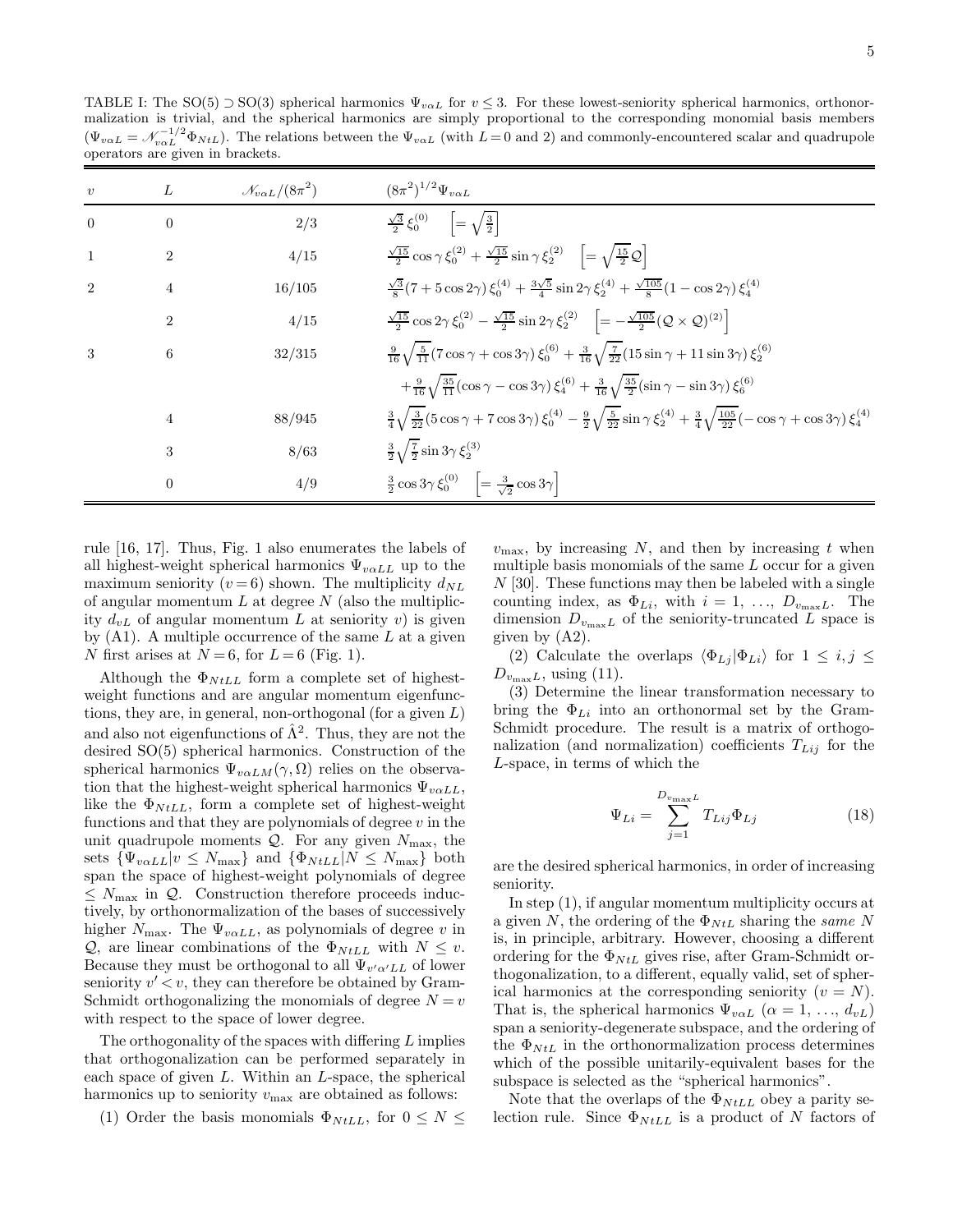TABLE I: The SO(5) ⊃ SO(3) spherical harmonics $\Psi_{v\alpha L}$ for $v \le 3$. For these lowest-seniority spherical harmonics, orthonormalization is trivial, and the spherical harmonics are simply proportional to the corresponding monomial basis members ($\Psi_{v\alpha L} = \mathscr{N}_{v\alpha L}^{-1/2} \Phi_{NtL}$). The relations between the $\Psi_{v\alpha L}$ (with $L=0$ and 2) and commonly-encountered scalar and quadrupole operators are given in brackets.

| $v$ | $L$ | $\mathscr{N}_{v\alpha L}/(8\pi^2)$ | $(8\pi^2)^{1/2}\Psi_{v\alpha L}$ |
|---|---|---|---|
| 0 | 0 | 2/3 | $\frac{\sqrt{3}}{2}\,\xi_0^{(0)} \quad \left[= \sqrt{\frac{3}{2}}\right]$ |
| 1 | 2 | 4/15 | $\frac{\sqrt{15}}{2}\cos\gamma\,\xi_0^{(2)} + \frac{\sqrt{15}}{2}\sin\gamma\,\xi_2^{(2)} \quad \left[= \sqrt{\frac{15}{2}}\mathcal{Q}\right]$ |
| 2 | 4 | 16/105 | $\frac{\sqrt{3}}{8}(7+5\cos 2\gamma)\,\xi_0^{(4)} + \frac{3\sqrt{5}}{4}\sin 2\gamma\,\xi_2^{(4)} + \frac{\sqrt{105}}{8}(1-\cos 2\gamma)\,\xi_4^{(4)}$ |
| | 2 | 4/15 | $\frac{\sqrt{15}}{2}\cos 2\gamma\,\xi_0^{(2)} - \frac{\sqrt{15}}{2}\sin 2\gamma\,\xi_2^{(2)} \quad \left[= -\frac{\sqrt{105}}{2}(\mathcal{Q}\times\mathcal{Q})^{(2)}\right]$ |
| 3 | 6 | 32/315 | $\frac{9}{16}\sqrt{\frac{5}{11}}(7\cos\gamma + \cos 3\gamma)\,\xi_0^{(6)} + \frac{3}{16}\sqrt{\frac{7}{22}}(15\sin\gamma + 11\sin 3\gamma)\,\xi_2^{(6)}$ $+\frac{9}{16}\sqrt{\frac{35}{11}}(\cos\gamma - \cos 3\gamma)\,\xi_4^{(6)} + \frac{3}{16}\sqrt{\frac{35}{2}}(\sin\gamma - \sin 3\gamma)\,\xi_6^{(6)}$ |
| | 4 | 88/945 | $\frac{3}{4}\sqrt{\frac{3}{22}}(5\cos\gamma + 7\cos 3\gamma)\,\xi_0^{(4)} - \frac{9}{2}\sqrt{\frac{5}{22}}\sin\gamma\,\xi_2^{(4)} + \frac{3}{4}\sqrt{\frac{105}{22}}(-\cos\gamma + \cos 3\gamma)\,\xi_4^{(4)}$ |
| | 3 | 8/63 | $\frac{3}{2}\sqrt{\frac{7}{2}}\sin 3\gamma\,\xi_2^{(3)}$ |
| | 0 | 4/9 | $\frac{3}{2}\cos 3\gamma\,\xi_0^{(0)} \quad \left[= \frac{3}{\sqrt{2}}\cos 3\gamma\right]$ |

rule [16, 17]. Thus, Fig. 1 also enumerates the labels of all highest-weight spherical harmonics $\Psi_{v\alpha LL}$ up to the maximum seniority ($v=6$) shown. The multiplicity $d_{NL}$ of angular momentum $L$ at degree $N$ (also the multiplicity $d_{vL}$ of angular momentum $L$ at seniority $v$) is given by (A1). A multiple occurrence of the same $L$ at a given $N$ first arises at $N=6$, for $L=6$ (Fig. 1).

Although the $\Phi_{NtLL}$ form a complete set of highest-weight functions and are angular momentum eigenfunctions, they are, in general, non-orthogonal (for a given $L$) and also not eigenfunctions of $\hat{\Lambda}^2$. Thus, they are not the desired SO(5) spherical harmonics. Construction of the spherical harmonics $\Psi_{v\alpha LM}(\gamma,\Omega)$ relies on the observation that the highest-weight spherical harmonics $\Psi_{v\alpha LL}$, like the $\Phi_{NtLL}$, form a complete set of highest-weight functions and that they are polynomials of degree $v$ in the unit quadrupole moments $\mathcal{Q}$. For any given $N_{\max}$, the sets $\{\Psi_{v\alpha LL}|v \le N_{\max}\}$ and $\{\Phi_{NtLL}|N \le N_{\max}\}$ both span the space of highest-weight polynomials of degree $\le N_{\max}$ in $\mathcal{Q}$. Construction therefore proceeds inductively, by orthonormalization of the bases of successively higher $N_{\max}$. The $\Psi_{v\alpha LL}$, as polynomials of degree $v$ in $\mathcal{Q}$, are linear combinations of the $\Phi_{NtLL}$ with $N \le v$. Because they must be orthogonal to all $\Psi_{v'\alpha' LL}$ of lower seniority $v' < v$, they can therefore be obtained by Gram-Schmidt orthogonalizing the monomials of degree $N=v$ with respect to the space of lower degree.

The orthogonality of the spaces with differing $L$ implies that orthogonalization can be performed separately in each space of given $L$. Within an $L$-space, the spherical harmonics up to seniority $v_{\max}$ are obtained as follows:

(1) Order the basis monomials $\Phi_{NtLL}$, for $0 \le N \le v_{\max}$, by increasing $N$, and then by increasing $t$ when multiple basis monomials of the same $L$ occur for a given $N$ [30]. These functions may then be labeled with a single counting index, as $\Phi_{Li}$, with $i = 1, \ldots, D_{v_{\max}L}$. The dimension $D_{v_{\max}L}$ of the seniority-truncated $L$ space is given by (A2).

(2) Calculate the overlaps $\langle\Phi_{Lj}|\Phi_{Li}\rangle$ for $1 \le i,j \le D_{v_{\max}L}$, using (11).

(3) Determine the linear transformation necessary to bring the $\Phi_{Li}$ into an orthonormal set by the Gram-Schmidt procedure. The result is a matrix of orthogonalization (and normalization) coefficients $T_{Lij}$ for the $L$-space, in terms of which the

$$\Psi_{Li} = \sum_{j=1}^{D_{v_{\max}L}} T_{Lij}\Phi_{Lj} \tag{18}$$

are the desired spherical harmonics, in order of increasing seniority.

In step (1), if angular momentum multiplicity occurs at a given $N$, the ordering of the $\Phi_{NtL}$ sharing the *same* $N$ is, in principle, arbitrary. However, choosing a different ordering for the $\Phi_{NtL}$ gives rise, after Gram-Schmidt orthogonalization, to a different, equally valid, set of spherical harmonics at the corresponding seniority ($v=N$). That is, the spherical harmonics $\Psi_{v\alpha L}$ ($\alpha = 1, \ldots, d_{vL}$) span a seniority-degenerate subspace, and the ordering of the $\Phi_{NtL}$ in the orthonormalization process determines which of the possible unitarily-equivalent bases for the subspace is selected as the "spherical harmonics".

Note that the overlaps of the $\Phi_{NtLL}$ obey a parity selection rule. Since $\Phi_{NtLL}$ is a product of $N$ factors of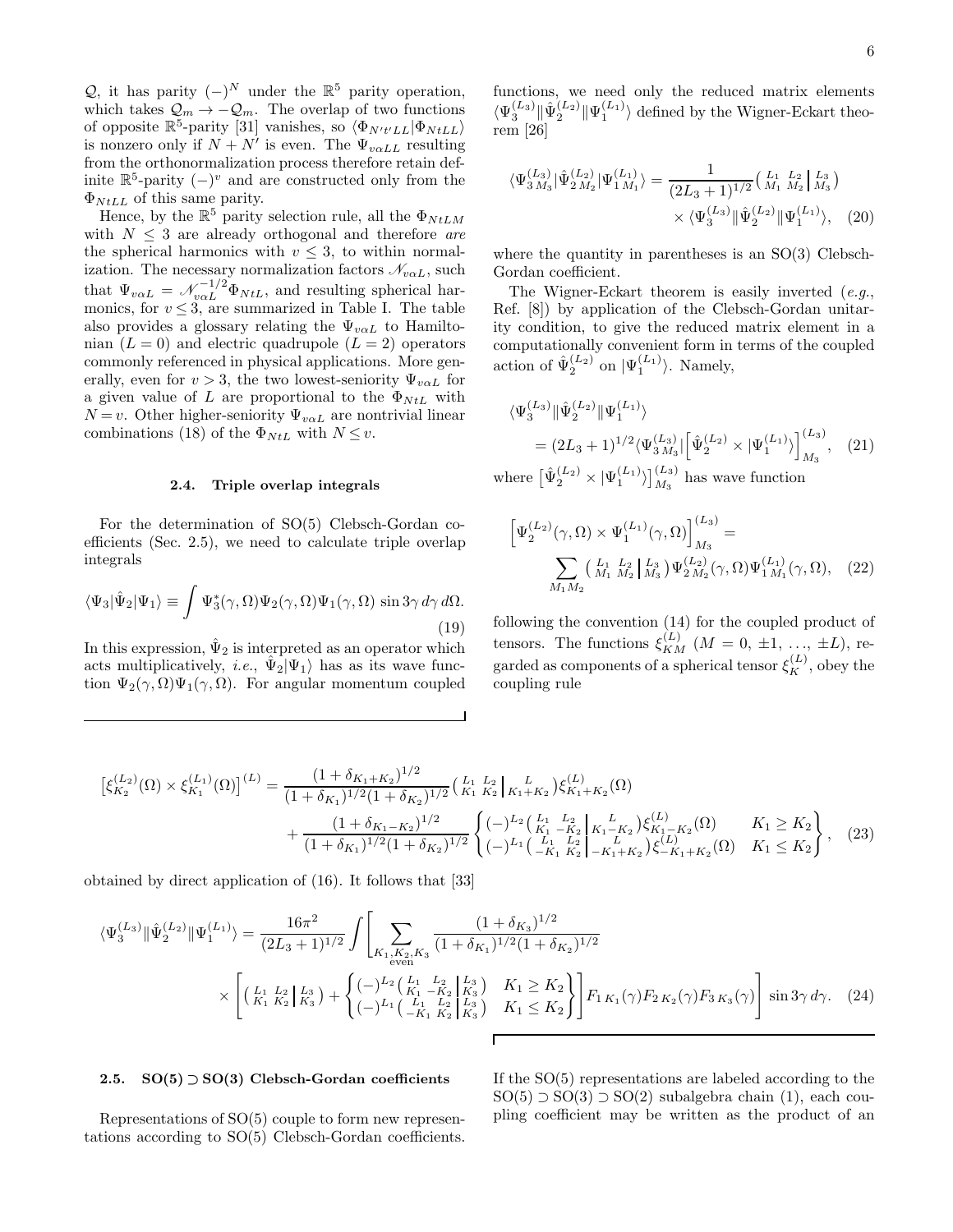$\mathcal{Q}$, it has parity $(-)^N$ under the $\mathbb{R}^5$ parity operation, which takes $\mathcal{Q}_m \to -\mathcal{Q}_m$. The overlap of two functions of opposite $\mathbb{R}^5$-parity [31] vanishes, so $\langle \Phi_{N't'LL} | \Phi_{NtLL} \rangle$ is nonzero only if $N+N'$ is even. The $\Psi_{v\alpha LL}$ resulting from the orthonormalization process therefore retain definite $\mathbb{R}^5$-parity $(-)^v$ and are constructed only from the $\Phi_{NtLL}$ of this same parity.

Hence, by the $\mathbb{R}^5$ parity selection rule, all the $\Phi_{NtLM}$ with $N \leq 3$ are already orthogonal and therefore *are* the spherical harmonics with $v \leq 3$, to within normalization. The necessary normalization factors $\mathscr{N}_{v\alpha L}$, such that $\Psi_{v\alpha L} = \mathscr{N}_{v\alpha L}^{-1/2} \Phi_{NtL}$, and resulting spherical harmonics, for $v \leq 3$, are summarized in Table I. The table also provides a glossary relating the $\Psi_{v\alpha L}$ to Hamiltonian ($L=0$) and electric quadrupole ($L=2$) operators commonly referenced in physical applications. More generally, even for $v>3$, the two lowest-seniority $\Psi_{v\alpha L}$ for a given value of $L$ are proportional to the $\Phi_{NtL}$ with $N=v$. Other higher-seniority $\Psi_{v\alpha L}$ are nontrivial linear combinations (18) of the $\Phi_{NtL}$ with $N \leq v$.

### 2.4. Triple overlap integrals

For the determination of SO(5) Clebsch-Gordan coefficients (Sec. 2.5), we need to calculate triple overlap integrals

$$\langle \Psi_3 | \hat{\Psi}_2 | \Psi_1 \rangle \equiv \int \Psi_3^*(\gamma,\Omega) \Psi_2(\gamma,\Omega) \Psi_1(\gamma,\Omega) \sin 3\gamma \, d\gamma \, d\Omega. \tag{19}$$

In this expression, $\hat{\Psi}_2$ is interpreted as an operator which acts multiplicatively, *i.e.*, $\hat{\Psi}_2 |\Psi_1\rangle$ has as its wave function $\Psi_2(\gamma,\Omega)\Psi_1(\gamma,\Omega)$. For angular momentum coupled functions, we need only the reduced matrix elements $\langle \Psi_3^{(L_3)} \| \hat{\Psi}_2^{(L_2)} \| \Psi_1^{(L_1)} \rangle$ defined by the Wigner-Eckart theorem [26]

$$\langle \Psi_{3\,M_3}^{(L_3)} | \hat{\Psi}_{2\,M_2}^{(L_2)} | \Psi_{1\,M_1}^{(L_1)} \rangle = \frac{1}{(2L_3+1)^{1/2}} \left( \begin{smallmatrix} L_1 & L_2 \\ M_1 & M_2 \end{smallmatrix} \middle| \begin{smallmatrix} L_3 \\ M_3 \end{smallmatrix} \right) \times \langle \Psi_3^{(L_3)} \| \hat{\Psi}_2^{(L_2)} \| \Psi_1^{(L_1)} \rangle, \tag{20}$$

where the quantity in parentheses is an SO(3) Clebsch-Gordan coefficient.

The Wigner-Eckart theorem is easily inverted (*e.g.*, Ref. [8]) by application of the Clebsch-Gordan unitarity condition, to give the reduced matrix element in a computationally convenient form in terms of the coupled action of $\hat{\Psi}_2^{(L_2)}$ on $|\Psi_1^{(L_1)}\rangle$. Namely,

$$\langle \Psi_3^{(L_3)} \| \hat{\Psi}_2^{(L_2)} \| \Psi_1^{(L_1)} \rangle = (2L_3+1)^{1/2} \langle \Psi_{3\,M_3}^{(L_3)} | \left[ \hat{\Psi}_2^{(L_2)} \times |\Psi_1^{(L_1)}\rangle \right]_{M_3}^{(L_3)}, \tag{21}$$

where $\left[ \hat{\Psi}_2^{(L_2)} \times |\Psi_1^{(L_1)}\rangle \right]_{M_3}^{(L_3)}$ has wave function

$$\left[ \Psi_2^{(L_2)}(\gamma,\Omega) \times \Psi_1^{(L_1)}(\gamma,\Omega) \right]_{M_3}^{(L_3)} = \sum_{M_1 M_2} \left( \begin{smallmatrix} L_1 & L_2 \\ M_1 & M_2 \end{smallmatrix} \middle| \begin{smallmatrix} L_3 \\ M_3 \end{smallmatrix} \right) \Psi_{2\,M_2}^{(L_2)}(\gamma,\Omega) \Psi_{1\,M_1}^{(L_1)}(\gamma,\Omega), \tag{22}$$

following the convention (14) for the coupled product of tensors. The functions $\xi_{KM}^{(L)}$ ($M = 0, \pm 1, \ldots, \pm L$), regarded as components of a spherical tensor $\xi_K^{(L)}$, obey the coupling rule

$$\begin{aligned}
\left[ \xi_{K_2}^{(L_2)}(\Omega) \times \xi_{K_1}^{(L_1)}(\Omega) \right]^{(L)} = {} & \frac{(1+\delta_{K_1+K_2})^{1/2}}{(1+\delta_{K_1})^{1/2}(1+\delta_{K_2})^{1/2}} \left( \begin{smallmatrix} L_1 & L_2 \\ K_1 & K_2 \end{smallmatrix} \middle| \begin{smallmatrix} L \\ K_1+K_2 \end{smallmatrix} \right) \xi_{K_1+K_2}^{(L)}(\Omega) \\
& + \frac{(1+\delta_{K_1-K_2})^{1/2}}{(1+\delta_{K_1})^{1/2}(1+\delta_{K_2})^{1/2}} \begin{Bmatrix} (-)^{L_2} \left( \begin{smallmatrix} L_1 & L_2 \\ K_1 & -K_2 \end{smallmatrix} \middle| \begin{smallmatrix} L \\ K_1-K_2 \end{smallmatrix} \right) \xi_{K_1-K_2}^{(L)}(\Omega) & K_1 \geq K_2 \\ (-)^{L_1} \left( \begin{smallmatrix} L_1 & L_2 \\ -K_1 & K_2 \end{smallmatrix} \middle| \begin{smallmatrix} L \\ -K_1+K_2 \end{smallmatrix} \right) \xi_{-K_1+K_2}^{(L)}(\Omega) & K_1 \leq K_2 \end{Bmatrix},
\end{aligned} \tag{23}$$

obtained by direct application of (16). It follows that [33]

$$\begin{aligned}
\langle \Psi_3^{(L_3)} \| \hat{\Psi}_2^{(L_2)} \| \Psi_1^{(L_1)} \rangle = {} & \frac{16\pi^2}{(2L_3+1)^{1/2}} \int \Bigg[ \sum_{\substack{K_1,K_2,K_3 \\ \text{even}}} \frac{(1+\delta_{K_3})^{1/2}}{(1+\delta_{K_1})^{1/2}(1+\delta_{K_2})^{1/2}} \\
& \times \left[ \left( \begin{smallmatrix} L_1 & L_2 \\ K_1 & K_2 \end{smallmatrix} \middle| \begin{smallmatrix} L_3 \\ K_3 \end{smallmatrix} \right) + \begin{Bmatrix} (-)^{L_2} \left( \begin{smallmatrix} L_1 & L_2 \\ K_1 & -K_2 \end{smallmatrix} \middle| \begin{smallmatrix} L_3 \\ K_3 \end{smallmatrix} \right) & K_1 \geq K_2 \\ (-)^{L_1} \left( \begin{smallmatrix} L_1 & L_2 \\ -K_1 & K_2 \end{smallmatrix} \middle| \begin{smallmatrix} L_3 \\ K_3 \end{smallmatrix} \right) & K_1 \leq K_2 \end{Bmatrix} \right] F_{1\,K_1}(\gamma) F_{2\,K_2}(\gamma) F_{3\,K_3}(\gamma) \Bigg] \sin 3\gamma \, d\gamma.
\end{aligned} \tag{24}$$

### 2.5. SO(5) ⊃ SO(3) Clebsch-Gordan coefficients

Representations of SO(5) couple to form new representations according to SO(5) Clebsch-Gordan coefficients. If the SO(5) representations are labeled according to the SO(5) ⊃ SO(3) ⊃ SO(2) subalgebra chain (1), each coupling coefficient may be written as the product of an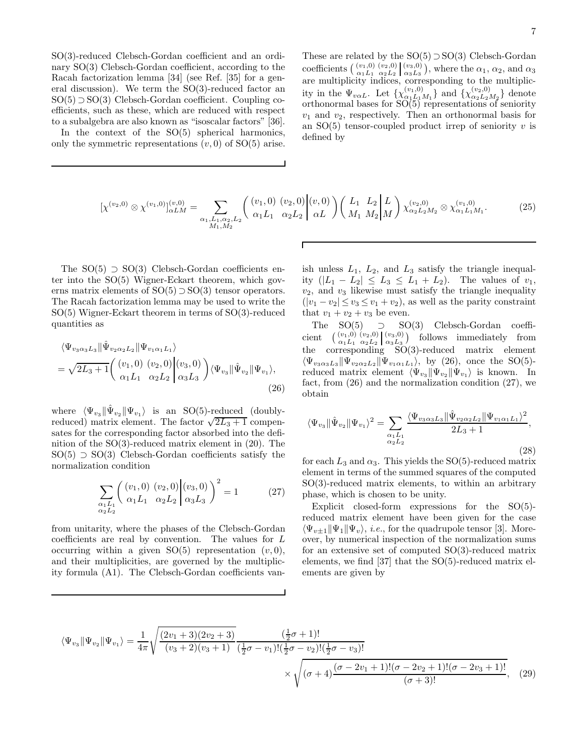SO(3)-reduced Clebsch-Gordan coefficient and an ordinary SO(3) Clebsch-Gordan coefficient, according to the Racah factorization lemma [34] (see Ref. [35] for a general discussion). We term the SO(3)-reduced factor an SO(5) ⊃ SO(3) Clebsch-Gordan coefficient. Coupling coefficients, such as these, which are reduced with respect to a subalgebra are also known as "isoscalar factors" [36].

In the context of the SO(5) spherical harmonics, only the symmetric representations $(v, 0)$ of SO(5) arise. These are related by the SO(5) ⊃ SO(3) Clebsch-Gordan coefficients $\left(\begin{smallmatrix}(v_1,0) & (v_2,0) \\ \alpha_1 L_1 & \alpha_2 L_2\end{smallmatrix}\middle|\begin{smallmatrix}(v_3,0)\\ \alpha_3 L_3\end{smallmatrix}\right)$, where the $\alpha_1$, $\alpha_2$, and $\alpha_3$ are multiplicity indices, corresponding to the multiplicity in the $\Psi_{v\alpha L}$. Let $\{\chi^{(v_1,0)}_{\alpha_1 L_1 M_1}\}$ and $\{\chi^{(v_2,0)}_{\alpha_2 L_2 M_2}\}$ denote orthonormal bases for SO(5) representations of seniority $v_1$ and $v_2$, respectively. Then an orthonormal basis for an SO(5) tensor-coupled product irrep of seniority $v$ is defined by

$$[\chi^{(v_2,0)} \otimes \chi^{(v_1,0)}]^{(v,0)}_{\alpha LM} = \sum_{\substack{\alpha_1,L_1,\alpha_2,L_2 \\ M_1,M_2}} \left(\begin{matrix}(v_1,0) & (v_2,0) \\ \alpha_1 L_1 & \alpha_2 L_2\end{matrix}\middle|\begin{matrix}(v,0)\\ \alpha L\end{matrix}\right) \left(\begin{matrix}L_1 & L_2 \\ M_1 & M_2\end{matrix}\middle|\begin{matrix}L\\ M\end{matrix}\right) \chi^{(v_2,0)}_{\alpha_2 L_2 M_2} \otimes \chi^{(v_1,0)}_{\alpha_1 L_1 M_1}. \tag{25}$$

The SO(5) ⊃ SO(3) Clebsch-Gordan coefficients enter into the SO(5) Wigner-Eckart theorem, which governs matrix elements of SO(5) ⊃ SO(3) tensor operators. The Racah factorization lemma may be used to write the SO(5) Wigner-Eckart theorem in terms of SO(3)-reduced quantities as

$$\begin{aligned}&\langle \Psi_{v_3\alpha_3 L_3} \| \hat{\Psi}_{v_2\alpha_2 L_2} \| \Psi_{v_1\alpha_1 L_1}\rangle \\ &= \sqrt{2L_3+1} \left(\begin{matrix}(v_1,0) & (v_2,0) \\ \alpha_1 L_1 & \alpha_2 L_2\end{matrix}\middle|\begin{matrix}(v_3,0)\\ \alpha_3 L_3\end{matrix}\right) \langle \Psi_{v_3} \| \hat{\Psi}_{v_2} \| \Psi_{v_1}\rangle,\end{aligned} \tag{26}$$

where $\langle \Psi_{v_3} \| \hat{\Psi}_{v_2} \| \Psi_{v_1}\rangle$ is an SO(5)-reduced (doubly-reduced) matrix element. The factor $\sqrt{2L_3+1}$ compensates for the corresponding factor absorbed into the definition of the SO(3)-reduced matrix element in (20). The SO(5) ⊃ SO(3) Clebsch-Gordan coefficients satisfy the normalization condition

$$\sum_{\substack{\alpha_1 L_1 \\ \alpha_2 L_2}} \left(\begin{matrix}(v_1,0) & (v_2,0) \\ \alpha_1 L_1 & \alpha_2 L_2\end{matrix}\middle|\begin{matrix}(v_3,0)\\ \alpha_3 L_3\end{matrix}\right)^2 = 1 \tag{27}$$

from unitarity, where the phases of the Clebsch-Gordan coefficients are real by convention. The values for $L$ occurring within a given SO(5) representation $(v, 0)$, and their multiplicities, are governed by the multiplicity formula (A1). The Clebsch-Gordan coefficients vanish unless $L_1$, $L_2$, and $L_3$ satisfy the triangle inequality ($|L_1 - L_2| \leq L_3 \leq L_1 + L_2$). The values of $v_1$, $v_2$, and $v_3$ likewise must satisfy the triangle inequality ($|v_1 - v_2| \leq v_3 \leq v_1 + v_2$), as well as the parity constraint that $v_1 + v_2 + v_3$ be even.

The SO(5) ⊃ SO(3) Clebsch-Gordan coefficient $\left(\begin{smallmatrix}(v_1,0) & (v_2,0) \\ \alpha_1 L_1 & \alpha_2 L_2\end{smallmatrix}\middle|\begin{smallmatrix}(v_3,0)\\ \alpha_3 L_3\end{smallmatrix}\right)$ follows immediately from the corresponding SO(3)-reduced matrix element $\langle \Psi_{v_3\alpha_3 L_3} \| \Psi_{v_2\alpha_2 L_2} \| \Psi_{v_1\alpha_1 L_1}\rangle$, by (26), once the SO(5)-reduced matrix element $\langle \Psi_{v_3} \| \Psi_{v_2} \| \Psi_{v_1}\rangle$ is known. In fact, from (26) and the normalization condition (27), we obtain

$$\langle \Psi_{v_3} \| \hat{\Psi}_{v_2} \| \Psi_{v_1}\rangle^2 = \sum_{\substack{\alpha_1 L_1 \\ \alpha_2 L_2}} \frac{\langle \Psi_{v_3\alpha_3 L_3} \| \hat{\Psi}_{v_2\alpha_2 L_2} \| \Psi_{v_1\alpha_1 L_1}\rangle^2}{2L_3+1}, \tag{28}$$

for each $L_3$ and $\alpha_3$. This yields the SO(5)-reduced matrix element in terms of the summed squares of the computed SO(3)-reduced matrix elements, to within an arbitrary phase, which is chosen to be unity.

Explicit closed-form expressions for the SO(5)-reduced matrix element have been given for the case $\langle \Psi_{v\pm1} \| \Psi_1 \| \Psi_v\rangle$, *i.e.*, for the quadrupole tensor [3]. Moreover, by numerical inspection of the normalization sums for an extensive set of computed SO(3)-reduced matrix elements, we find [37] that the SO(5)-reduced matrix elements are given by

$$\begin{aligned}\langle \Psi_{v_3} \| \Psi_{v_2} \| \Psi_{v_1}\rangle = \frac{1}{4\pi} \sqrt{\frac{(2v_1+3)(2v_2+3)}{(v_3+2)(v_3+1)}} \frac{(\frac{1}{2}\sigma+1)!}{(\frac{1}{2}\sigma - v_1)!(\frac{1}{2}\sigma - v_2)!(\frac{1}{2}\sigma - v_3)!} \\ \times \sqrt{(\sigma+4)\frac{(\sigma-2v_1+1)!(\sigma-2v_2+1)!(\sigma-2v_3+1)!}{(\sigma+3)!}},\end{aligned} \tag{29}$$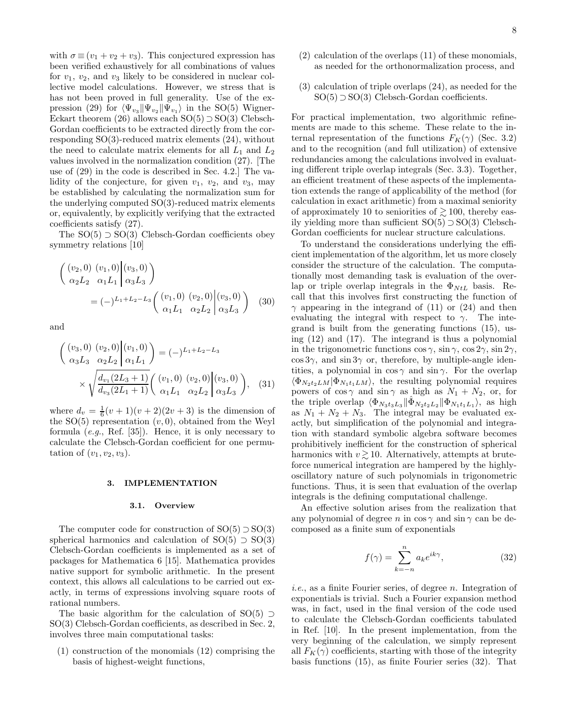with $\sigma \equiv (v_1 + v_2 + v_3)$. This conjectured expression has been verified exhaustively for all combinations of values for $v_1$, $v_2$, and $v_3$ likely to be considered in nuclear collective model calculations. However, we stress that is has not been proved in full generality. Use of the expression (29) for $\langle \Psi_{v_3} \| \Psi_{v_2} \| \Psi_{v_1} \rangle$ in the SO(5) Wigner-Eckart theorem (26) allows each SO(5) ⊃ SO(3) Clebsch-Gordan coefficients to be extracted directly from the corresponding SO(3)-reduced matrix elements (24), without the need to calculate matrix elements for all $L_1$ and $L_2$ values involved in the normalization condition (27). [The use of (29) in the code is described in Sec. 4.2.] The validity of the conjecture, for given $v_1$, $v_2$, and $v_3$, may be established by calculating the normalization sum for the underlying computed SO(3)-reduced matrix elements or, equivalently, by explicitly verifying that the extracted coefficients satisfy (27).

The SO(5) ⊃ SO(3) Clebsch-Gordan coefficients obey symmetry relations [10]

$$\left( \begin{array}{cc|c} (v_2,0) & (v_1,0) & (v_3,0) \\ \alpha_2 L_2 & \alpha_1 L_1 & \alpha_3 L_3 \end{array} \right) = (-)^{L_1+L_2-L_3} \left( \begin{array}{cc|c} (v_1,0) & (v_2,0) & (v_3,0) \\ \alpha_1 L_1 & \alpha_2 L_2 & \alpha_3 L_3 \end{array} \right) \quad (30)$$

and

$$\left( \begin{array}{cc|c} (v_3,0) & (v_2,0) & (v_1,0) \\ \alpha_3 L_3 & \alpha_2 L_2 & \alpha_1 L_1 \end{array} \right) = (-)^{L_1+L_2-L_3} \times \sqrt{\frac{d_{v_1}(2L_3+1)}{d_{v_3}(2L_1+1)}} \left( \begin{array}{cc|c} (v_1,0) & (v_2,0) & (v_3,0) \\ \alpha_1 L_1 & \alpha_2 L_2 & \alpha_3 L_3 \end{array} \right), \quad (31)$$

where $d_v = \frac{1}{6}(v+1)(v+2)(2v+3)$ is the dimension of the SO(5) representation $(v,0)$, obtained from the Weyl formula (*e.g.*, Ref. [35]). Hence, it is only necessary to calculate the Clebsch-Gordan coefficient for one permutation of $(v_1, v_2, v_3)$.

## 3. IMPLEMENTATION

### 3.1. Overview

The computer code for construction of SO(5) ⊃ SO(3) spherical harmonics and calculation of SO(5) ⊃ SO(3) Clebsch-Gordan coefficients is implemented as a set of packages for Mathematica 6 [15]. Mathematica provides native support for symbolic arithmetic. In the present context, this allows all calculations to be carried out exactly, in terms of expressions involving square roots of rational numbers.

The basic algorithm for the calculation of SO(5) ⊃ SO(3) Clebsch-Gordan coefficients, as described in Sec. 2, involves three main computational tasks:

(1) construction of the monomials (12) comprising the basis of highest-weight functions,

(2) calculation of the overlaps (11) of these monomials, as needed for the orthonormalization process, and

(3) calculation of triple overlaps (24), as needed for the SO(5) ⊃ SO(3) Clebsch-Gordan coefficients.

For practical implementation, two algorithmic refinements are made to this scheme. These relate to the internal representation of the functions $F_K(\gamma)$ (Sec. 3.2) and to the recognition (and full utilization) of extensive redundancies among the calculations involved in evaluating different triple overlap integrals (Sec. 3.3). Together, an efficient treatment of these aspects of the implementation extends the range of applicability of the method (for calculation in exact arithmetic) from a maximal seniority of approximately 10 to seniorities of $\gtrsim 100$, thereby easily yielding more than sufficient SO(5) ⊃ SO(3) Clebsch-Gordan coefficients for nuclear structure calculations.

To understand the considerations underlying the efficient implementation of the algorithm, let us more closely consider the structure of the calculation. The computationally most demanding task is evaluation of the overlap or triple overlap integrals in the $\Phi_{NtL}$ basis. Recall that this involves first constructing the function of $\gamma$ appearing in the integrand of (11) or (24) and then evaluating the integral with respect to $\gamma$. The integrand is built from the generating functions (15), using (12) and (17). The integrand is thus a polynomial in the trigonometric functions $\cos\gamma$, $\sin\gamma$, $\cos 2\gamma$, $\sin 2\gamma$, $\cos 3\gamma$, and $\sin 3\gamma$ or, therefore, by multiple-angle identities, a polynomial in $\cos\gamma$ and $\sin\gamma$. For the overlap $\langle \Phi_{N_2 t_2 LM} | \Phi_{N_1 t_1 LM} \rangle$, the resulting polynomial requires powers of $\cos\gamma$ and $\sin\gamma$ as high as $N_1 + N_2$, or, for the triple overlap $\langle \Phi_{N_3 t_3 L_3} \| \hat{\Phi}_{N_2 t_2 L_2} \| \Phi_{N_1 t_1 L_1} \rangle$, as high as $N_1 + N_2 + N_3$. The integral may be evaluated exactly, but simplification of the polynomial and integration with standard symbolic algebra software becomes prohibitively inefficient for the construction of spherical harmonics with $v \gtrsim 10$. Alternatively, attempts at brute-force numerical integration are hampered by the highly-oscillatory nature of such polynomials in trigonometric functions. Thus, it is seen that evaluation of the overlap integrals is the defining computational challenge.

An effective solution arises from the realization that any polynomial of degree $n$ in $\cos\gamma$ and $\sin\gamma$ can be decomposed as a finite sum of exponentials

$$f(\gamma) = \sum_{k=-n}^{n} a_k e^{ik\gamma}, \quad (32)$$

*i.e.*, as a finite Fourier series, of degree $n$. Integration of exponentials is trivial. Such a Fourier expansion method was, in fact, used in the final version of the code used to calculate the Clebsch-Gordan coefficients tabulated in Ref. [10]. In the present implementation, from the very beginning of the calculation, we simply represent all $F_K(\gamma)$ coefficients, starting with those of the integrity basis functions (15), as finite Fourier series (32). That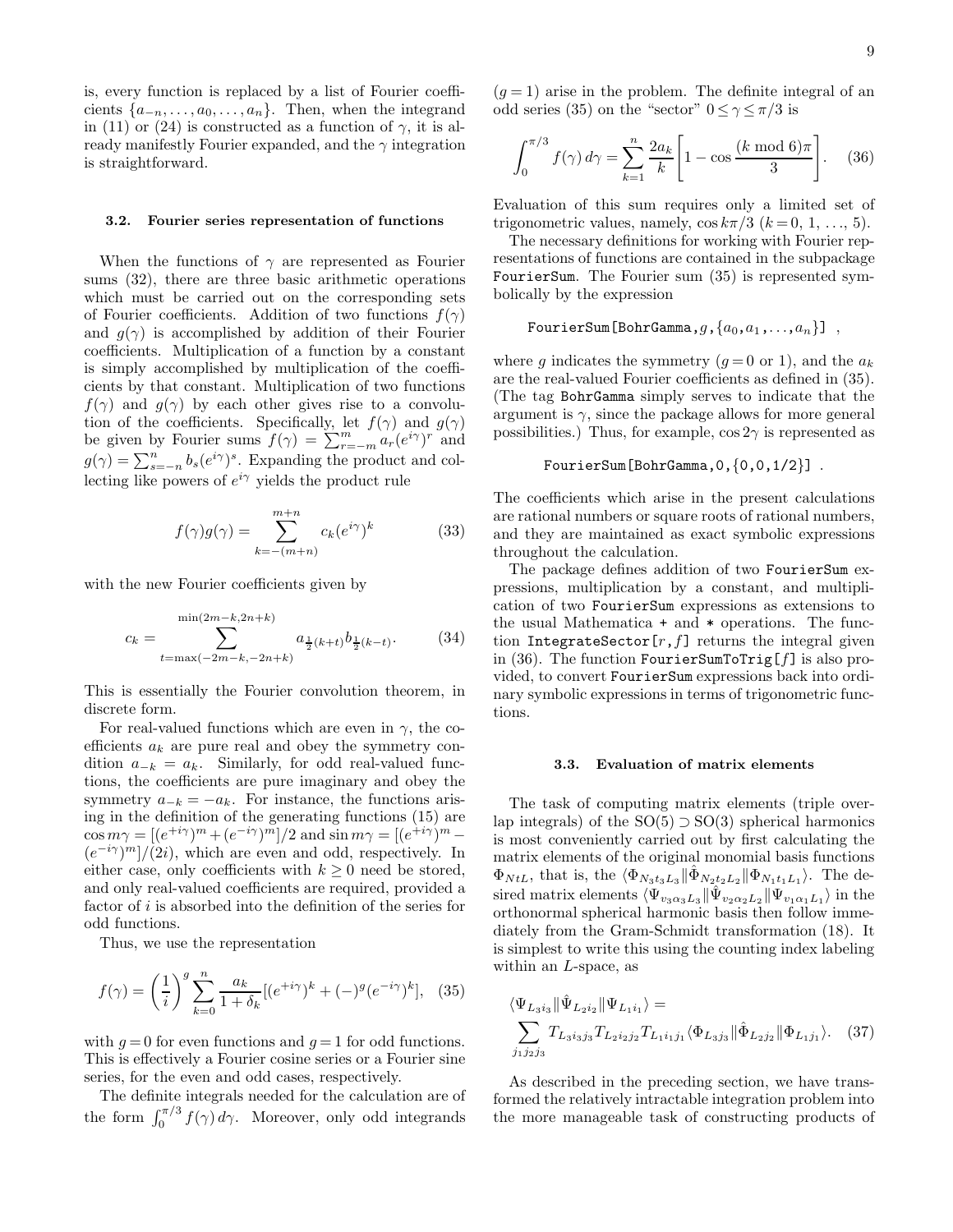is, every function is replaced by a list of Fourier coefficients $\{a_{-n}, \ldots, a_0, \ldots, a_n\}$. Then, when the integrand in (11) or (24) is constructed as a function of $\gamma$, it is already manifestly Fourier expanded, and the $\gamma$ integration is straightforward.

### 3.2. Fourier series representation of functions

When the functions of $\gamma$ are represented as Fourier sums (32), there are three basic arithmetic operations which must be carried out on the corresponding sets of Fourier coefficients. Addition of two functions $f(\gamma)$ and $g(\gamma)$ is accomplished by addition of their Fourier coefficients. Multiplication of a function by a constant is simply accomplished by multiplication of the coefficients by that constant. Multiplication of two functions $f(\gamma)$ and $g(\gamma)$ by each other gives rise to a convolution of the coefficients. Specifically, let $f(\gamma)$ and $g(\gamma)$ be given by Fourier sums $f(\gamma) = \sum_{r=-m}^{m} a_r (e^{i\gamma})^r$ and $g(\gamma) = \sum_{s=-n}^{n} b_s (e^{i\gamma})^s$. Expanding the product and collecting like powers of $e^{i\gamma}$ yields the product rule

$$f(\gamma)g(\gamma) = \sum_{k=-(m+n)}^{m+n} c_k (e^{i\gamma})^k \tag{33}$$

with the new Fourier coefficients given by

$$c_k = \sum_{t=\max(-2m-k,-2n+k)}^{\min(2m-k,2n+k)} a_{\frac{1}{2}(k+t)} b_{\frac{1}{2}(k-t)}. \tag{34}$$

This is essentially the Fourier convolution theorem, in discrete form.

For real-valued functions which are even in $\gamma$, the coefficients $a_k$ are pure real and obey the symmetry condition $a_{-k} = a_k$. Similarly, for odd real-valued functions, the coefficients are pure imaginary and obey the symmetry $a_{-k} = -a_k$. For instance, the functions arising in the definition of the generating functions (15) are $\cos m\gamma = [(e^{+i\gamma})^m + (e^{-i\gamma})^m]/2$ and $\sin m\gamma = [(e^{+i\gamma})^m - (e^{-i\gamma})^m]/(2i)$, which are even and odd, respectively. In either case, only coefficients with $k \geq 0$ need be stored, and only real-valued coefficients are required, provided a factor of $i$ is absorbed into the definition of the series for odd functions.

Thus, we use the representation

$$f(\gamma) = \left(\frac{1}{i}\right)^g \sum_{k=0}^{n} \frac{a_k}{1+\delta_k} [(e^{+i\gamma})^k + (-)^g (e^{-i\gamma})^k], \tag{35}$$

with $g=0$ for even functions and $g=1$ for odd functions. This is effectively a Fourier cosine series or a Fourier sine series, for the even and odd cases, respectively.

The definite integrals needed for the calculation are of the form $\int_0^{\pi/3} f(\gamma)\, d\gamma$. Moreover, only odd integrands ($g=1$) arise in the problem. The definite integral of an odd series (35) on the "sector" $0 \leq \gamma \leq \pi/3$ is

$$\int_0^{\pi/3} f(\gamma)\, d\gamma = \sum_{k=1}^{n} \frac{2a_k}{k} \left[1 - \cos\frac{(k \bmod 6)\pi}{3}\right]. \tag{36}$$

Evaluation of this sum requires only a limited set of trigonometric values, namely, $\cos k\pi/3$ ($k = 0, 1, \ldots, 5$).

The necessary definitions for working with Fourier representations of functions are contained in the subpackage `FourierSum`. The Fourier sum (35) is represented symbolically by the expression

`FourierSum[BohrGamma,`$g$`,{`$a_0, a_1, \ldots, a_n$`}]` ,

where $g$ indicates the symmetry ($g=0$ or 1), and the $a_k$ are the real-valued Fourier coefficients as defined in (35). (The tag `BohrGamma` simply serves to indicate that the argument is $\gamma$, since the package allows for more general possibilities.) Thus, for example, $\cos 2\gamma$ is represented as

```
FourierSum[BohrGamma,0,{0,0,1/2}] .
```

The coefficients which arise in the present calculations are rational numbers or square roots of rational numbers, and they are maintained as exact symbolic expressions throughout the calculation.

The package defines addition of two `FourierSum` expressions, multiplication by a constant, and multiplication of two `FourierSum` expressions as extensions to the usual Mathematica `+` and `*` operations. The function `IntegrateSector[`$r$`,`$f$`]` returns the integral given in (36). The function `FourierSumToTrig[`$f$`]` is also provided, to convert `FourierSum` expressions back into ordinary symbolic expressions in terms of trigonometric functions.

### 3.3. Evaluation of matrix elements

The task of computing matrix elements (triple overlap integrals) of the SO(5) ⊃ SO(3) spherical harmonics is most conveniently carried out by first calculating the matrix elements of the original monomial basis functions $\Phi_{NtL}$, that is, the $\langle \Phi_{N_3 t_3 L_3} \| \hat{\Phi}_{N_2 t_2 L_2} \| \Phi_{N_1 t_1 L_1} \rangle$. The desired matrix elements $\langle \Psi_{v_3 \alpha_3 L_3} \| \hat{\Psi}_{v_2 \alpha_2 L_2} \| \Psi_{v_1 \alpha_1 L_1} \rangle$ in the orthonormal spherical harmonic basis then follow immediately from the Gram-Schmidt transformation (18). It is simplest to write this using the counting index labeling within an $L$-space, as

$$\langle \Psi_{L_3 i_3} \| \hat{\Psi}_{L_2 i_2} \| \Psi_{L_1 i_1} \rangle = \sum_{j_1 j_2 j_3} T_{L_3 i_3 j_3} T_{L_2 i_2 j_2} T_{L_1 i_1 j_1} \langle \Phi_{L_3 j_3} \| \hat{\Phi}_{L_2 j_2} \| \Phi_{L_1 j_1} \rangle. \tag{37}$$

As described in the preceding section, we have transformed the relatively intractable integration problem into the more manageable task of constructing products of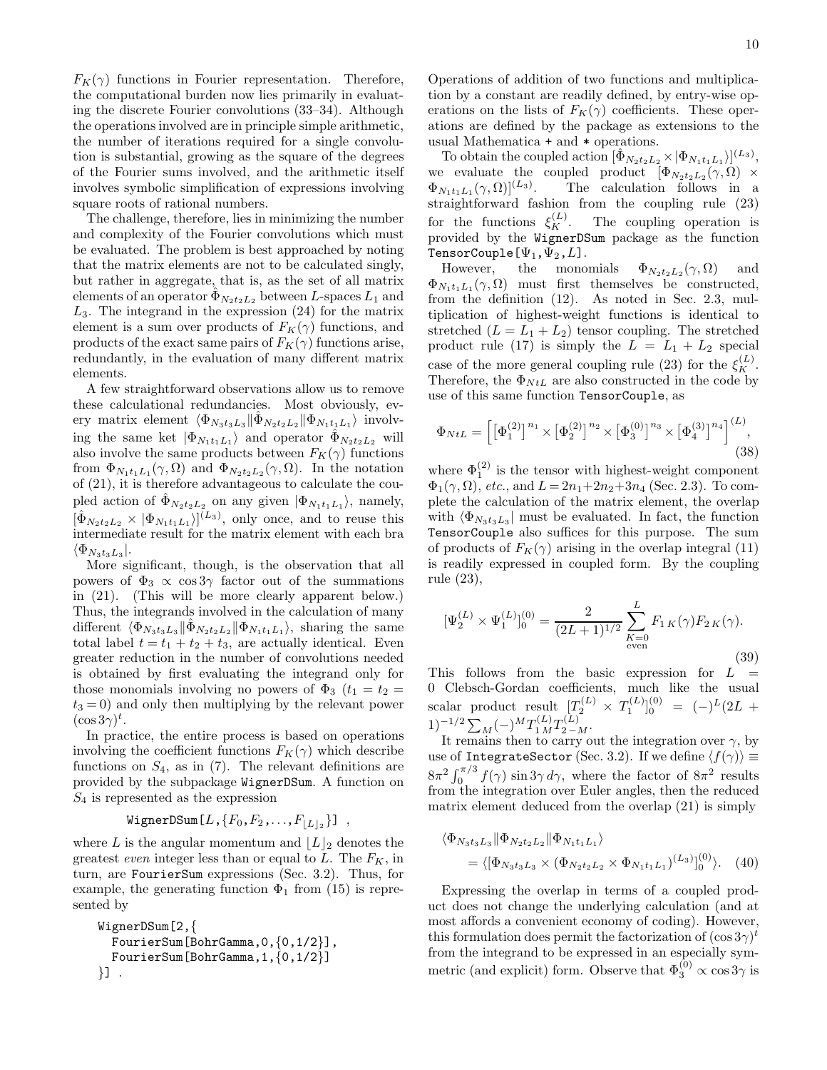$F_K(\gamma)$ functions in Fourier representation. Therefore, the computational burden now lies primarily in evaluating the discrete Fourier convolutions (33–34). Although the operations involved are in principle simple arithmetic, the number of iterations required for a single convolution is substantial, growing as the square of the degrees of the Fourier sums involved, and the arithmetic itself involves symbolic simplification of expressions involving square roots of rational numbers.

The challenge, therefore, lies in minimizing the number and complexity of the Fourier convolutions which must be evaluated. The problem is best approached by noting that the matrix elements are not to be calculated singly, but rather in aggregate, that is, as the set of all matrix elements of an operator $\hat{\Phi}_{N_2 t_2 L_2}$ between $L$-spaces $L_1$ and $L_3$. The integrand in the expression (24) for the matrix element is a sum over products of $F_K(\gamma)$ functions, and products of the exact same pairs of $F_K(\gamma)$ functions arise, redundantly, in the evaluation of many different matrix elements.

A few straightforward observations allow us to remove these calculational redundancies. Most obviously, every matrix element $\langle \Phi_{N_3 t_3 L_3} \| \hat{\Phi}_{N_2 t_2 L_2} \| \Phi_{N_1 t_1 L_1} \rangle$ involving the same ket $|\Phi_{N_1 t_1 L_1}\rangle$ and operator $\hat{\Phi}_{N_2 t_2 L_2}$ will also involve the same products between $F_K(\gamma)$ functions from $\Phi_{N_1 t_1 L_1}(\gamma,\Omega)$ and $\Phi_{N_2 t_2 L_2}(\gamma,\Omega)$. In the notation of (21), it is therefore advantageous to calculate the coupled action of $\hat{\Phi}_{N_2 t_2 L_2}$ on any given $|\Phi_{N_1 t_1 L_1}\rangle$, namely, $[\hat{\Phi}_{N_2 t_2 L_2} \times |\Phi_{N_1 t_1 L_1}\rangle]^{(L_3)}$, only once, and to reuse this intermediate result for the matrix element with each bra $\langle \Phi_{N_3 t_3 L_3}|$.

More significant, though, is the observation that all powers of $\Phi_3 \propto \cos 3\gamma$ factor out of the summations in (21). (This will be more clearly apparent below.) Thus, the integrands involved in the calculation of many different $\langle \Phi_{N_3 t_3 L_3} \| \hat{\Phi}_{N_2 t_2 L_2} \| \Phi_{N_1 t_1 L_1} \rangle$, sharing the same total label $t = t_1 + t_2 + t_3$, are actually identical. Even greater reduction in the number of convolutions needed is obtained by first evaluating the integrand only for those monomials involving no powers of $\Phi_3$ ($t_1 = t_2 = t_3 = 0$) and only then multiplying by the relevant power $(\cos 3\gamma)^t$.

In practice, the entire process is based on operations involving the coefficient functions $F_K(\gamma)$ which describe functions on $S_4$, as in (7). The relevant definitions are provided by the subpackage `WignerDSum`. A function on $S_4$ is represented as the expression

`WignerDSum[`$L$`,{`$F_0$`,`$F_2$`,...,`$F_{\lfloor L \rfloor_2}$`}]` ,

where $L$ is the angular momentum and $\lfloor L \rfloor_2$ denotes the greatest *even* integer less than or equal to $L$. The $F_K$, in turn, are `FourierSum` expressions (Sec. 3.2). Thus, for example, the generating function $\Phi_1$ from (15) is represented by

```
WignerDSum[2,{
  FourierSum[BohrGamma,0,{0,1/2}],
  FourierSum[BohrGamma,1,{0,1/2}]
}] .
```

Operations of addition of two functions and multiplication by a constant are readily defined, by entry-wise operations on the lists of $F_K(\gamma)$ coefficients. These operations are defined by the package as extensions to the usual Mathematica `+` and `*` operations.

To obtain the coupled action $[\hat{\Phi}_{N_2 t_2 L_2} \times |\Phi_{N_1 t_1 L_1}\rangle]^{(L_3)}$, we evaluate the coupled product $[\Phi_{N_2 t_2 L_2}(\gamma,\Omega) \times \Phi_{N_1 t_1 L_1}(\gamma,\Omega)]^{(L_3)}$. The calculation follows in a straightforward fashion from the coupling rule (23) for the functions $\xi_K^{(L)}$. The coupling operation is provided by the `WignerDSum` package as the function `TensorCouple[`$\Psi_1$`,`$\Psi_2$`,`$L$`]`.

However, the monomials $\Phi_{N_2 t_2 L_2}(\gamma,\Omega)$ and $\Phi_{N_1 t_1 L_1}(\gamma,\Omega)$ must first themselves be constructed, from the definition (12). As noted in Sec. 2.3, multiplication of highest-weight functions is identical to stretched ($L = L_1 + L_2$) tensor coupling. The stretched product rule (17) is simply the $L = L_1 + L_2$ special case of the more general coupling rule (23) for the $\xi_K^{(L)}$. Therefore, the $\Phi_{NtL}$ are also constructed in the code by use of this same function `TensorCouple`, as

$$\Phi_{NtL} = \Big[ \big[\Phi_1^{(2)}\big]^{n_1} \times \big[\Phi_2^{(2)}\big]^{n_2} \times \big[\Phi_3^{(0)}\big]^{n_3} \times \big[\Phi_4^{(3)}\big]^{n_4} \Big]^{(L)}, \tag{38}$$

where $\Phi_1^{(2)}$ is the tensor with highest-weight component $\Phi_1(\gamma,\Omega)$, *etc.*, and $L = 2n_1 + 2n_2 + 3n_4$ (Sec. 2.3). To complete the calculation of the matrix element, the overlap with $\langle \Phi_{N_3 t_3 L_3}|$ must be evaluated. In fact, the function `TensorCouple` also suffices for this purpose. The sum of products of $F_K(\gamma)$ arising in the overlap integral (11) is readily expressed in coupled form. By the coupling rule (23),

$$[\Psi_2^{(L)} \times \Psi_1^{(L)}]_0^{(0)} = \frac{2}{(2L+1)^{1/2}} \sum_{\substack{K=0 \\ \text{even}}}^{L} F_{1\,K}(\gamma) F_{2\,K}(\gamma). \tag{39}$$

This follows from the basic expression for $L = 0$ Clebsch-Gordan coefficients, much like the usual scalar product result $[T_2^{(L)} \times T_1^{(L)}]_0^{(0)} = (-)^L (2L+1)^{-1/2} \sum_M (-)^M T_{1\,M}^{(L)} T_{2\,-M}^{(L)}$.

It remains then to carry out the integration over $\gamma$, by use of `IntegrateSector` (Sec. 3.2). If we define $\langle f(\gamma) \rangle \equiv 8\pi^2 \int_0^{\pi/3} f(\gamma) \sin 3\gamma \, d\gamma$, where the factor of $8\pi^2$ results from the integration over Euler angles, then the reduced matrix element deduced from the overlap (21) is simply

$$\langle \Phi_{N_3 t_3 L_3} \| \Phi_{N_2 t_2 L_2} \| \Phi_{N_1 t_1 L_1} \rangle = \langle [\Phi_{N_3 t_3 L_3} \times (\Phi_{N_2 t_2 L_2} \times \Phi_{N_1 t_1 L_1})^{(L_3)}]_0^{(0)} \rangle. \tag{40}$$

Expressing the overlap in terms of a coupled product does not change the underlying calculation (and at most affords a convenient economy of coding). However, this formulation does permit the factorization of $(\cos 3\gamma)^t$ from the integrand to be expressed in an especially symmetric (and explicit) form. Observe that $\Phi_3^{(0)} \propto \cos 3\gamma$ is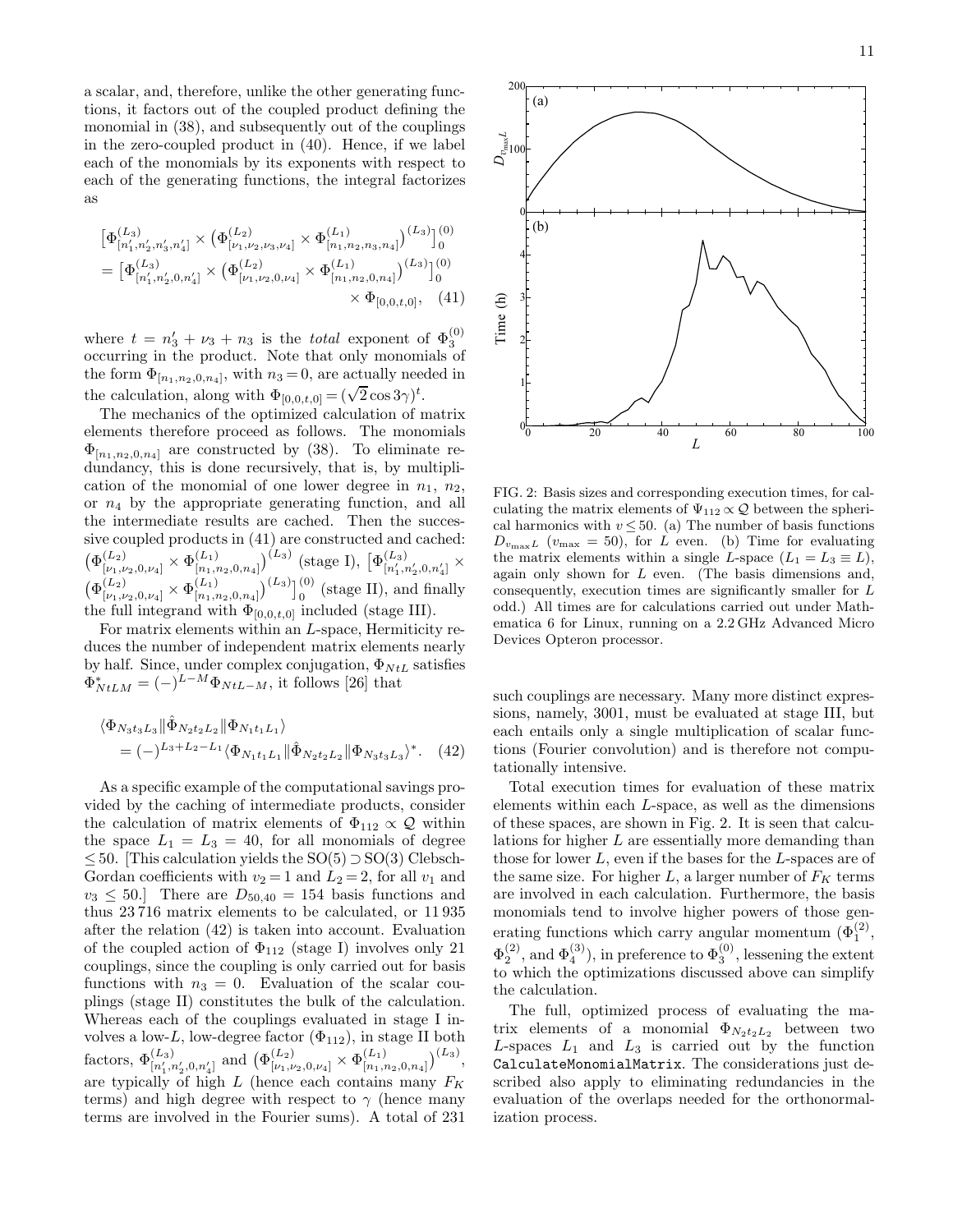a scalar, and, therefore, unlike the other generating functions, it factors out of the coupled product defining the monomial in (38), and subsequently out of the couplings in the zero-coupled product in (40). Hence, if we label each of the monomials by its exponents with respect to each of the generating functions, the integral factorizes as

$$\begin{aligned}
&\big[\Phi^{(L_3)}_{[n_1',n_2',n_3',n_4']} \times \big(\Phi^{(L_2)}_{[\nu_1,\nu_2,\nu_3,\nu_4]} \times \Phi^{(L_1)}_{[n_1,n_2,n_3,n_4]}\big)^{(L_3)}\big]^{(0)}_0 \\
&= \big[\Phi^{(L_3)}_{[n_1',n_2',0,n_4']} \times \big(\Phi^{(L_2)}_{[\nu_1,\nu_2,0,\nu_4]} \times \Phi^{(L_1)}_{[n_1,n_2,0,n_4]}\big)^{(L_3)}\big]^{(0)}_0 \\
&\qquad\qquad\qquad\qquad\qquad \times \Phi_{[0,0,t,0]}, \quad (41)
\end{aligned}$$

where $t = n_3' + \nu_3 + n_3$ is the *total* exponent of $\Phi^{(0)}_3$ occurring in the product. Note that only monomials of the form $\Phi_{[n_1,n_2,0,n_4]}$, with $n_3 = 0$, are actually needed in the calculation, along with $\Phi_{[0,0,t,0]} = (\sqrt{2}\cos 3\gamma)^t$.

The mechanics of the optimized calculation of matrix elements therefore proceed as follows. The monomials $\Phi_{[n_1,n_2,0,n_4]}$ are constructed by (38). To eliminate redundancy, this is done recursively, that is, by multiplication of the monomial of one lower degree in $n_1$, $n_2$, or $n_4$ by the appropriate generating function, and all the intermediate results are cached. Then the successive coupled products in (41) are constructed and cached: $\big(\Phi^{(L_2)}_{[\nu_1,\nu_2,0,\nu_4]} \times \Phi^{(L_1)}_{[n_1,n_2,0,n_4]}\big)^{(L_3)}$ (stage I), $\big[\Phi^{(L_3)}_{[n_1',n_2',0,n_4']} \times \big(\Phi^{(L_2)}_{[\nu_1,\nu_2,0,\nu_4]} \times \Phi^{(L_1)}_{[n_1,n_2,0,n_4]}\big)^{(L_3)}\big]^{(0)}_0$ (stage II), and finally the full integrand with $\Phi_{[0,0,t,0]}$ included (stage III).

For matrix elements within an $L$-space, Hermiticity reduces the number of independent matrix elements nearly by half. Since, under complex conjugation, $\Phi_{NtL}$ satisfies $\Phi^*_{NtLM} = (-)^{L-M}\Phi_{NtL-M}$, it follows [26] that

$$\begin{aligned}
&\langle \Phi_{N_3t_3L_3} \| \hat{\Phi}_{N_2t_2L_2} \| \Phi_{N_1t_1L_1} \rangle \\
&\quad = (-)^{L_3+L_2-L_1} \langle \Phi_{N_1t_1L_1} \| \hat{\Phi}_{N_2t_2L_2} \| \Phi_{N_3t_3L_3} \rangle^*. \quad (42)
\end{aligned}$$

As a specific example of the computational savings provided by the caching of intermediate products, consider the calculation of matrix elements of $\Phi_{112} \propto \mathcal{Q}$ within the space $L_1 = L_3 = 40$, for all monomials of degree $\leq 50$. [This calculation yields the SO(5) ⊃ SO(3) Clebsch-Gordan coefficients with $v_2 = 1$ and $L_2 = 2$, for all $v_1$ and $v_3 \leq 50$.] There are $D_{50,40} = 154$ basis functions and thus 23 716 matrix elements to be calculated, or 11 935 after the relation (42) is taken into account. Evaluation of the coupled action of $\Phi_{112}$ (stage I) involves only 21 couplings, since the coupling is only carried out for basis functions with $n_3 = 0$. Evaluation of the scalar couplings (stage II) constitutes the bulk of the calculation. Whereas each of the couplings evaluated in stage I involves a low-$L$, low-degree factor ($\Phi_{112}$), in stage II both factors, $\Phi^{(L_3)}_{[n_1',n_2',0,n_4']}$ and $\big(\Phi^{(L_2)}_{[\nu_1,\nu_2,0,\nu_4]} \times \Phi^{(L_1)}_{[n_1,n_2,0,n_4]}\big)^{(L_3)}$, are typically of high $L$ (hence each contains many $F_K$ terms) and high degree with respect to $\gamma$ (hence many terms are involved in the Fourier sums). A total of 231 such couplings are necessary. Many more distinct expressions, namely, 3001, must be evaluated at stage III, but each entails only a single multiplication of scalar functions (Fourier convolution) and is therefore not computationally intensive.

FIG. 2: Basis sizes and corresponding execution times, for calculating the matrix elements of $\Psi_{112} \propto \mathcal{Q}$ between the spherical harmonics with $v \leq 50$. (a) The number of basis functions $D_{v_{\max}L}$ ($v_{\max} = 50$), for $L$ even. (b) Time for evaluating the matrix elements within a single $L$-space ($L_1 = L_3 \equiv L$), again only shown for $L$ even. (The basis dimensions and, consequently, execution times are significantly smaller for $L$ odd.) All times are for calculations carried out under Mathematica 6 for Linux, running on a 2.2 GHz Advanced Micro Devices Opteron processor.

Total execution times for evaluation of these matrix elements within each $L$-space, as well as the dimensions of these spaces, are shown in Fig. 2. It is seen that calculations for higher $L$ are essentially more demanding than those for lower $L$, even if the bases for the $L$-spaces are of the same size. For higher $L$, a larger number of $F_K$ terms are involved in each calculation. Furthermore, the basis monomials tend to involve higher powers of those generating functions which carry angular momentum ($\Phi^{(2)}_1$, $\Phi^{(2)}_2$, and $\Phi^{(3)}_4$), in preference to $\Phi^{(0)}_3$, lessening the extent to which the optimizations discussed above can simplify the calculation.

The full, optimized process of evaluating the matrix elements of a monomial $\Phi_{N_2t_2L_2}$ between two $L$-spaces $L_1$ and $L_3$ is carried out by the function `CalculateMonomialMatrix`. The considerations just described also apply to eliminating redundancies in the evaluation of the overlaps needed for the orthonormalization process.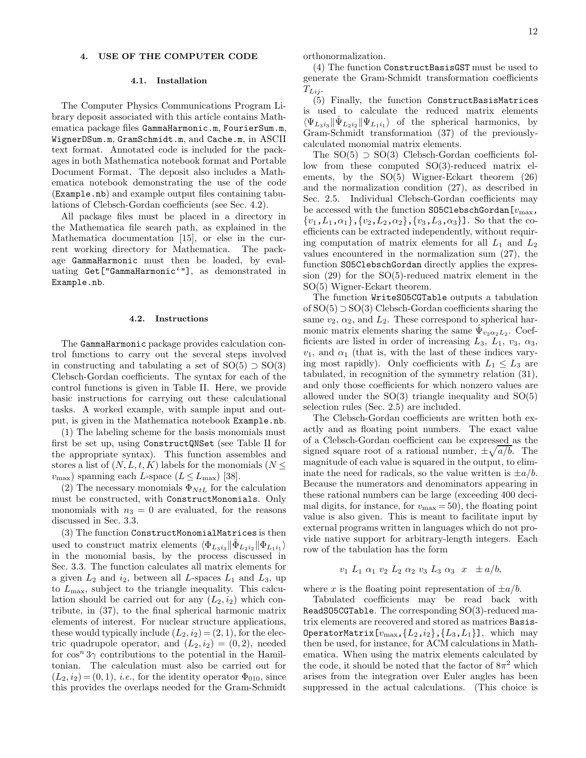### 4. USE OF THE COMPUTER CODE

#### 4.1. Installation

The Computer Physics Communications Program Library deposit associated with this article contains Mathematica package files `GammaHarmonic.m`, `FourierSum.m`, `WignerDSum.m`, `GramSchmidt.m`, and `Cache.m`, in ASCII text format. Annotated code is included for the packages in both Mathematica notebook format and Portable Document Format. The deposit also includes a Mathematica notebook demonstrating the use of the code (`Example.nb`) and example output files containing tabulations of Clebsch-Gordan coefficients (see Sec. 4.2).

All package files must be placed in a directory in the Mathematica file search path, as explained in the Mathematica documentation [15], or else in the current working directory for Mathematica. The package `GammaHarmonic` must then be loaded, by evaluating `Get["GammaHarmonic‘"]`, as demonstrated in `Example.nb`.

#### 4.2. Instructions

The `GammaHarmonic` package provides calculation control functions to carry out the several steps involved in constructing and tabulating a set of SO(5) $\supset$ SO(3) Clebsch-Gordan coefficients. The syntax for each of the control functions is given in Table II. Here, we provide basic instructions for carrying out these calculational tasks. A worked example, with sample input and output, is given in the Mathematica notebook `Example.nb`.

(1) The labeling scheme for the basis monomials must first be set up, using `ConstructQNSet` (see Table II for the appropriate syntax). This function assembles and stores a list of $(N,L,t,K)$ labels for the monomials ($N \leq v_{\max}$) spanning each $L$-space ($L \leq L_{\max}$) [38].

(2) The necessary monomials $\Phi_{NtL}$ for the calculation must be constructed, with `ConstructMonomials`. Only monomials with $n_3 = 0$ are evaluated, for the reasons discussed in Sec. 3.3.

(3) The function `ConstructMonomialMatrices` is then used to construct matrix elements $\langle \Phi_{L_3 i_3} \| \hat{\Phi}_{L_2 i_2} \| \Phi_{L_1 i_1} \rangle$ in the monomial basis, by the process discussed in Sec. 3.3. The function calculates all matrix elements for a given $L_2$ and $i_2$, between all $L$-spaces $L_1$ and $L_3$, up to $L_{\max}$, subject to the triangle inequality. This calculation should be carried out for any $(L_2, i_2)$ which contribute, in (37), to the final spherical harmonic matrix elements of interest. For nuclear structure applications, these would typically include $(L_2,i_2)=(2,1)$, for the electric quadrupole operator, and $(L_2, i_2) = (0, 2)$, needed for $\cos^n 3\gamma$ contributions to the potential in the Hamiltonian. The calculation must also be carried out for $(L_2,i_2)=(0,1)$, *i.e.*, for the identity operator $\Phi_{010}$, since this provides the overlaps needed for the Gram-Schmidt orthonormalization.

(4) The function `ConstructBasisGST` must be used to generate the Gram-Schmidt transformation coefficients $T_{Lij}$.

(5) Finally, the function `ConstructBasisMatrices` is used to calculate the reduced matrix elements $\langle \Psi_{L_3 i_3} \| \hat{\Psi}_{L_2 i_2} \| \Psi_{L_1 i_1} \rangle$ of the spherical harmonics, by Gram-Schmidt transformation (37) of the previously-calculated monomial matrix elements.

The SO(5) $\supset$ SO(3) Clebsch-Gordan coefficients follow from these computed SO(3)-reduced matrix elements, by the SO(5) Wigner-Eckart theorem (26) and the normalization condition (27), as described in Sec. 2.5. Individual Clebsch-Gordan coefficients may be accessed with the function `SO5ClebschGordan[`$v_{\max}$`,{`$v_1$`,`$L_1$`,`$\alpha_1$`},{`$v_2$`,`$L_2$`,`$\alpha_2$`},{`$v_3$`,`$L_3$`,`$\alpha_3$`}]`. So that the coefficients can be extracted independently, without requiring computation of matrix elements for all $L_1$ and $L_2$ values encountered in the normalization sum (27), the function `SO5ClebschGordan` directly applies the expression (29) for the SO(5)-reduced matrix element in the SO(5) Wigner-Eckart theorem.

The function `WriteSO5CGTable` outputs a tabulation of SO(5) $\supset$ SO(3) Clebsch-Gordan coefficients sharing the same $v_2$, $\alpha_2$, and $L_2$. These correspond to spherical harmonic matrix elements sharing the same $\hat{\Psi}_{v_2 \alpha_2 L_2}$. Coefficients are listed in order of increasing $L_3$, $L_1$, $v_3$, $\alpha_3$, $v_1$, and $\alpha_1$ (that is, with the last of these indices varying most rapidly). Only coefficients with $L_1 \leq L_3$ are tabulated, in recognition of the symmetry relation (31), and only those coefficients for which nonzero values are allowed under the SO(3) triangle inequality and SO(5) selection rules (Sec. 2.5) are included.

The Clebsch-Gordan coefficients are written both exactly and as floating point numbers. The exact value of a Clebsch-Gordan coefficient can be expressed as the signed square root of a rational number, $\pm\sqrt{a/b}$. The magnitude of each value is squared in the output, to eliminate the need for radicals, so the value written is $\pm a/b$. Because the numerators and denominators appearing in these rational numbers can be large (exceeding 400 decimal digits, for instance, for $v_{\max} = 50$), the floating point value is also given. This is meant to facilitate input by external programs written in languages which do not provide native support for arbitrary-length integers. Each row of the tabulation has the form

$$v_1 \;\, L_1 \;\, \alpha_1 \;\, v_2 \;\, L_2 \;\, \alpha_2 \;\, v_3 \;\, L_3 \;\, \alpha_3 \;\;\, x \;\;\, \pm a/b,$$

where $x$ is the floating point representation of $\pm a/b$.

Tabulated coefficients may be read back with `ReadSO5CGTable`. The corresponding SO(3)-reduced matrix elements are recovered and stored as matrices `BasisOperatorMatrix[`$v_{\max}$`,{`$L_2$`,`$i_2$`},{`$L_3$`,`$L_1$`}]`, which may then be used, for instance, for ACM calculations in Mathematica. When using the matrix elements calculated by the code, it should be noted that the factor of $8\pi^2$ which arises from the integration over Euler angles has been suppressed in the actual calculations. (This choice is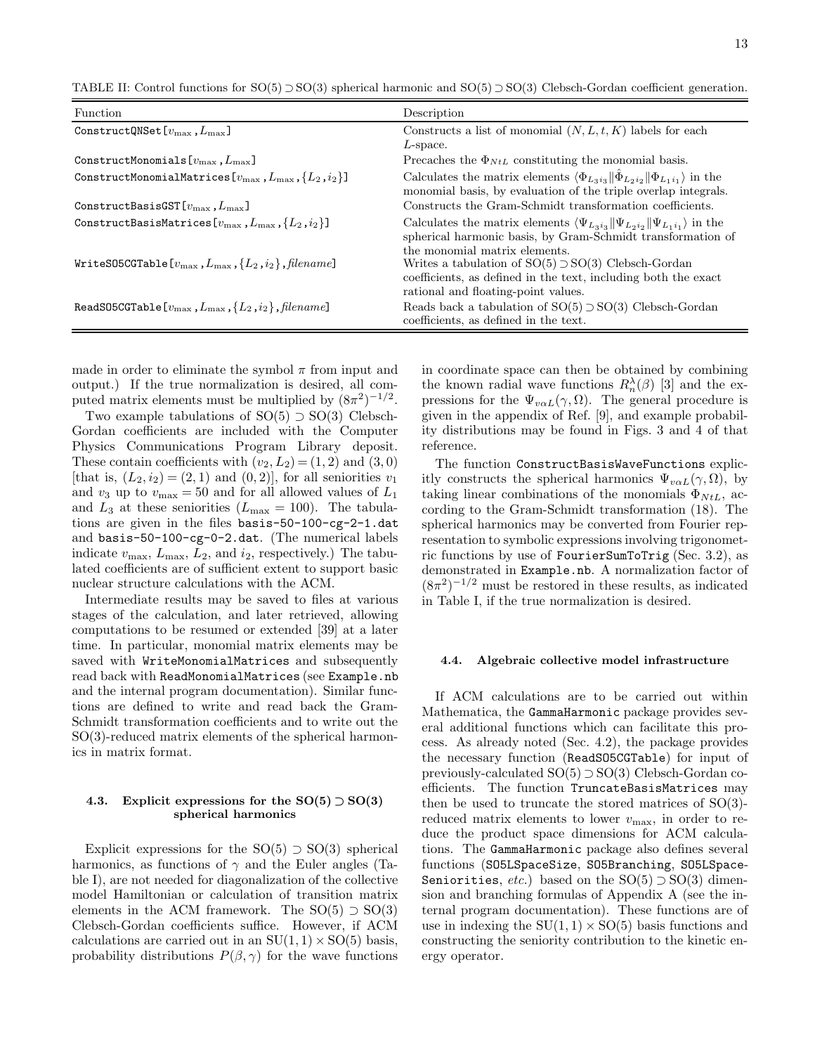TABLE II: Control functions for SO(5) ⊃ SO(3) spherical harmonic and SO(5) ⊃ SO(3) Clebsch-Gordan coefficient generation.

| Function | Description |
|---|---|
| `ConstructQNSet`[$v_{\max}$,$L_{\max}$] | Constructs a list of monomial $(N, L, t, K)$ labels for each $L$-space. |
| `ConstructMonomials`[$v_{\max}$,$L_{\max}$] | Precaches the $\Phi_{NtL}$ constituting the monomial basis. |
| `ConstructMonomialMatrices`[$v_{\max}$,$L_{\max}$,$\{L_2, i_2\}$] | Calculates the matrix elements $\langle\Phi_{L_3 i_3}\Vert\hat{\Phi}_{L_2 i_2}\Vert\Phi_{L_1 i_1}\rangle$ in the monomial basis, by evaluation of the triple overlap integrals. |
| `ConstructBasisGST`[$v_{\max}$,$L_{\max}$] | Constructs the Gram-Schmidt transformation coefficients. |
| `ConstructBasisMatrices`[$v_{\max}$,$L_{\max}$,$\{L_2, i_2\}$] | Calculates the matrix elements $\langle\Psi_{L_3 i_3}\Vert\Psi_{L_2 i_2}\Vert\Psi_{L_1 i_1}\rangle$ in the spherical harmonic basis, by Gram-Schmidt transformation of the monomial matrix elements. |
| `WriteSO5CGTable`[$v_{\max}$,$L_{\max}$,$\{L_2, i_2\}$,*filename*] | Writes a tabulation of SO(5) ⊃ SO(3) Clebsch-Gordan coefficients, as defined in the text, including both the exact rational and floating-point values. |
| `ReadSO5CGTable`[$v_{\max}$,$L_{\max}$,$\{L_2, i_2\}$,*filename*] | Reads back a tabulation of SO(5) ⊃ SO(3) Clebsch-Gordan coefficients, as defined in the text. |

made in order to eliminate the symbol $\pi$ from input and output.) If the true normalization is desired, all computed matrix elements must be multiplied by $(8\pi^2)^{-1/2}$.

Two example tabulations of SO(5) ⊃ SO(3) Clebsch-Gordan coefficients are included with the Computer Physics Communications Program Library deposit. These contain coefficients with $(v_2, L_2) = (1, 2)$ and $(3, 0)$ [that is, $(L_2, i_2) = (2, 1)$ and $(0, 2)$], for all seniorities $v_1$ and $v_3$ up to $v_{\max} = 50$ and for all allowed values of $L_1$ and $L_3$ at these seniorities ($L_{\max} = 100$). The tabulations are given in the files `basis-50-100-cg-2-1.dat` and `basis-50-100-cg-0-2.dat`. (The numerical labels indicate $v_{\max}$, $L_{\max}$, $L_2$, and $i_2$, respectively.) The tabulated coefficients are of sufficient extent to support basic nuclear structure calculations with the ACM.

Intermediate results may be saved to files at various stages of the calculation, and later retrieved, allowing computations to be resumed or extended [39] at a later time. In particular, monomial matrix elements may be saved with `WriteMonomialMatrices` and subsequently read back with `ReadMonomialMatrices` (see `Example.nb` and the internal program documentation). Similar functions are defined to write and read back the Gram-Schmidt transformation coefficients and to write out the SO(3)-reduced matrix elements of the spherical harmonics in matrix format.

### 4.3. Explicit expressions for the SO(5) ⊃ SO(3) spherical harmonics

Explicit expressions for the SO(5) ⊃ SO(3) spherical harmonics, as functions of $\gamma$ and the Euler angles (Table I), are not needed for diagonalization of the collective model Hamiltonian or calculation of transition matrix elements in the ACM framework. The SO(5) ⊃ SO(3) Clebsch-Gordan coefficients suffice. However, if ACM calculations are carried out in an SU(1,1) × SO(5) basis, probability distributions $P(\beta, \gamma)$ for the wave functions in coordinate space can then be obtained by combining the known radial wave functions $R_n^\lambda(\beta)$ [3] and the expressions for the $\Psi_{v\alpha L}(\gamma, \Omega)$. The general procedure is given in the appendix of Ref. [9], and example probability distributions may be found in Figs. 3 and 4 of that reference.

The function `ConstructBasisWaveFunctions` explicitly constructs the spherical harmonics $\Psi_{v\alpha L}(\gamma, \Omega)$, by taking linear combinations of the monomials $\Phi_{NtL}$, according to the Gram-Schmidt transformation (18). The spherical harmonics may be converted from Fourier representation to symbolic expressions involving trigonometric functions by use of `FourierSumToTrig` (Sec. 3.2), as demonstrated in `Example.nb`. A normalization factor of $(8\pi^2)^{-1/2}$ must be restored in these results, as indicated in Table I, if the true normalization is desired.

### 4.4. Algebraic collective model infrastructure

If ACM calculations are to be carried out within Mathematica, the `GammaHarmonic` package provides several additional functions which can facilitate this process. As already noted (Sec. 4.2), the package provides the necessary function (`ReadSO5CGTable`) for input of previously-calculated SO(5) ⊃ SO(3) Clebsch-Gordan coefficients. The function `TruncateBasisMatrices` may then be used to truncate the stored matrices of SO(3)-reduced matrix elements to lower $v_{\max}$, in order to reduce the product space dimensions for ACM calculations. The `GammaHarmonic` package also defines several functions (`SO5LSpaceSize`, `SO5Branching`, `SO5LSpaceSeniorities`, *etc.*) based on the SO(5) ⊃ SO(3) dimension and branching formulas of Appendix A (see the internal program documentation). These functions are of use in indexing the SU(1,1) × SO(5) basis functions and constructing the seniority contribution to the kinetic energy operator.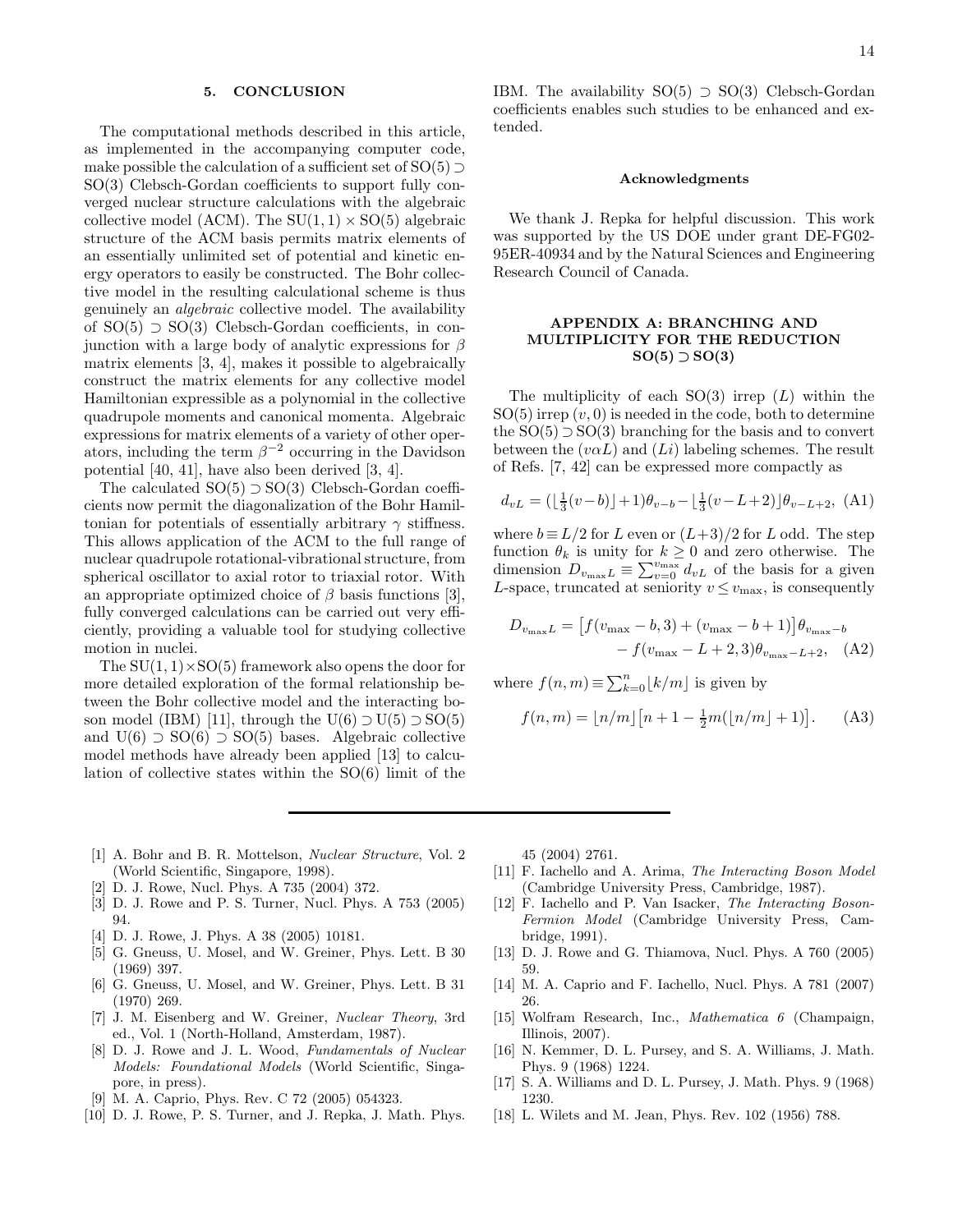## 5. CONCLUSION

The computational methods described in this article, as implemented in the accompanying computer code, make possible the calculation of a sufficient set of $\mathrm{SO}(5) \supset \mathrm{SO}(3)$ Clebsch-Gordan coefficients to support fully converged nuclear structure calculations with the algebraic collective model (ACM). The $\mathrm{SU}(1,1) \times \mathrm{SO}(5)$ algebraic structure of the ACM basis permits matrix elements of an essentially unlimited set of potential and kinetic energy operators to easily be constructed. The Bohr collective model in the resulting calculational scheme is thus genuinely an *algebraic* collective model. The availability of $\mathrm{SO}(5) \supset \mathrm{SO}(3)$ Clebsch-Gordan coefficients, in conjunction with a large body of analytic expressions for $\beta$ matrix elements [3, 4], makes it possible to algebraically construct the matrix elements for any collective model Hamiltonian expressible as a polynomial in the collective quadrupole moments and canonical momenta. Algebraic expressions for matrix elements of a variety of other operators, including the term $\beta^{-2}$ occurring in the Davidson potential [40, 41], have also been derived [3, 4].

The calculated $\mathrm{SO}(5) \supset \mathrm{SO}(3)$ Clebsch-Gordan coefficients now permit the diagonalization of the Bohr Hamiltonian for potentials of essentially arbitrary $\gamma$ stiffness. This allows application of the ACM to the full range of nuclear quadrupole rotational-vibrational structure, from spherical oscillator to axial rotor to triaxial rotor. With an appropriate optimized choice of $\beta$ basis functions [3], fully converged calculations can be carried out very efficiently, providing a valuable tool for studying collective motion in nuclei.

The $\mathrm{SU}(1,1)\times\mathrm{SO}(5)$ framework also opens the door for more detailed exploration of the formal relationship between the Bohr collective model and the interacting boson model (IBM) [11], through the $\mathrm{U}(6) \supset \mathrm{U}(5) \supset \mathrm{SO}(5)$ and $\mathrm{U}(6) \supset \mathrm{SO}(6) \supset \mathrm{SO}(5)$ bases. Algebraic collective model methods have already been applied [13] to calculation of collective states within the SO(6) limit of the IBM. The availability $\mathrm{SO}(5) \supset \mathrm{SO}(3)$ Clebsch-Gordan coefficients enables such studies to be enhanced and extended.

### Acknowledgments

We thank J. Repka for helpful discussion. This work was supported by the US DOE under grant DE-FG02-95ER-40934 and by the Natural Sciences and Engineering Research Council of Canada.

## APPENDIX A: BRANCHING AND MULTIPLICITY FOR THE REDUCTION $\mathrm{SO}(5) \supset \mathrm{SO}(3)$

The multiplicity of each SO(3) irrep $(L)$ within the SO(5) irrep $(v,0)$ is needed in the code, both to determine the $\mathrm{SO}(5) \supset \mathrm{SO}(3)$ branching for the basis and to convert between the $(v\alpha L)$ and $(Li)$ labeling schemes. The result of Refs. [7, 42] can be expressed more compactly as

$$d_{vL} = (\lfloor \tfrac{1}{3}(v-b) \rfloor + 1)\theta_{v-b} - \lfloor \tfrac{1}{3}(v-L+2) \rfloor \theta_{v-L+2}, \quad \text{(A1)}$$

where $b \equiv L/2$ for $L$ even or $(L+3)/2$ for $L$ odd. The step function $\theta_k$ is unity for $k \geq 0$ and zero otherwise. The dimension $D_{v_{\max}L} \equiv \sum_{v=0}^{v_{\max}} d_{vL}$ of the basis for a given $L$-space, truncated at seniority $v \leq v_{\max}$, is consequently

$$D_{v_{\max}L} = \big[f(v_{\max} - b, 3) + (v_{\max} - b + 1)\big]\theta_{v_{\max}-b} - f(v_{\max} - L + 2, 3)\theta_{v_{\max}-L+2}, \quad \text{(A2)}$$

where $f(n,m) \equiv \sum_{k=0}^{n} \lfloor k/m \rfloor$ is given by

$$f(n,m) = \lfloor n/m \rfloor \big[n + 1 - \tfrac{1}{2}m(\lfloor n/m \rfloor + 1)\big]. \quad \text{(A3)}$$

---

- [1] A. Bohr and B. R. Mottelson, *Nuclear Structure*, Vol. 2 (World Scientific, Singapore, 1998).
- [2] D. J. Rowe, Nucl. Phys. A 735 (2004) 372.
- [3] D. J. Rowe and P. S. Turner, Nucl. Phys. A 753 (2005) 94.
- [4] D. J. Rowe, J. Phys. A 38 (2005) 10181.
- [5] G. Gneuss, U. Mosel, and W. Greiner, Phys. Lett. B 30 (1969) 397.
- [6] G. Gneuss, U. Mosel, and W. Greiner, Phys. Lett. B 31 (1970) 269.
- [7] J. M. Eisenberg and W. Greiner, *Nuclear Theory*, 3rd ed., Vol. 1 (North-Holland, Amsterdam, 1987).
- [8] D. J. Rowe and J. L. Wood, *Fundamentals of Nuclear Models: Foundational Models* (World Scientific, Singapore, in press).
- [9] M. A. Caprio, Phys. Rev. C 72 (2005) 054323.
- [10] D. J. Rowe, P. S. Turner, and J. Repka, J. Math. Phys. 45 (2004) 2761.
- [11] F. Iachello and A. Arima, *The Interacting Boson Model* (Cambridge University Press, Cambridge, 1987).
- [12] F. Iachello and P. Van Isacker, *The Interacting Boson-Fermion Model* (Cambridge University Press, Cambridge, 1991).
- [13] D. J. Rowe and G. Thiamova, Nucl. Phys. A 760 (2005) 59.
- [14] M. A. Caprio and F. Iachello, Nucl. Phys. A 781 (2007) 26.
- [15] Wolfram Research, Inc., *Mathematica 6* (Champaign, Illinois, 2007).
- [16] N. Kemmer, D. L. Pursey, and S. A. Williams, J. Math. Phys. 9 (1968) 1224.
- [17] S. A. Williams and D. L. Pursey, J. Math. Phys. 9 (1968) 1230.
- [18] L. Wilets and M. Jean, Phys. Rev. 102 (1956) 788.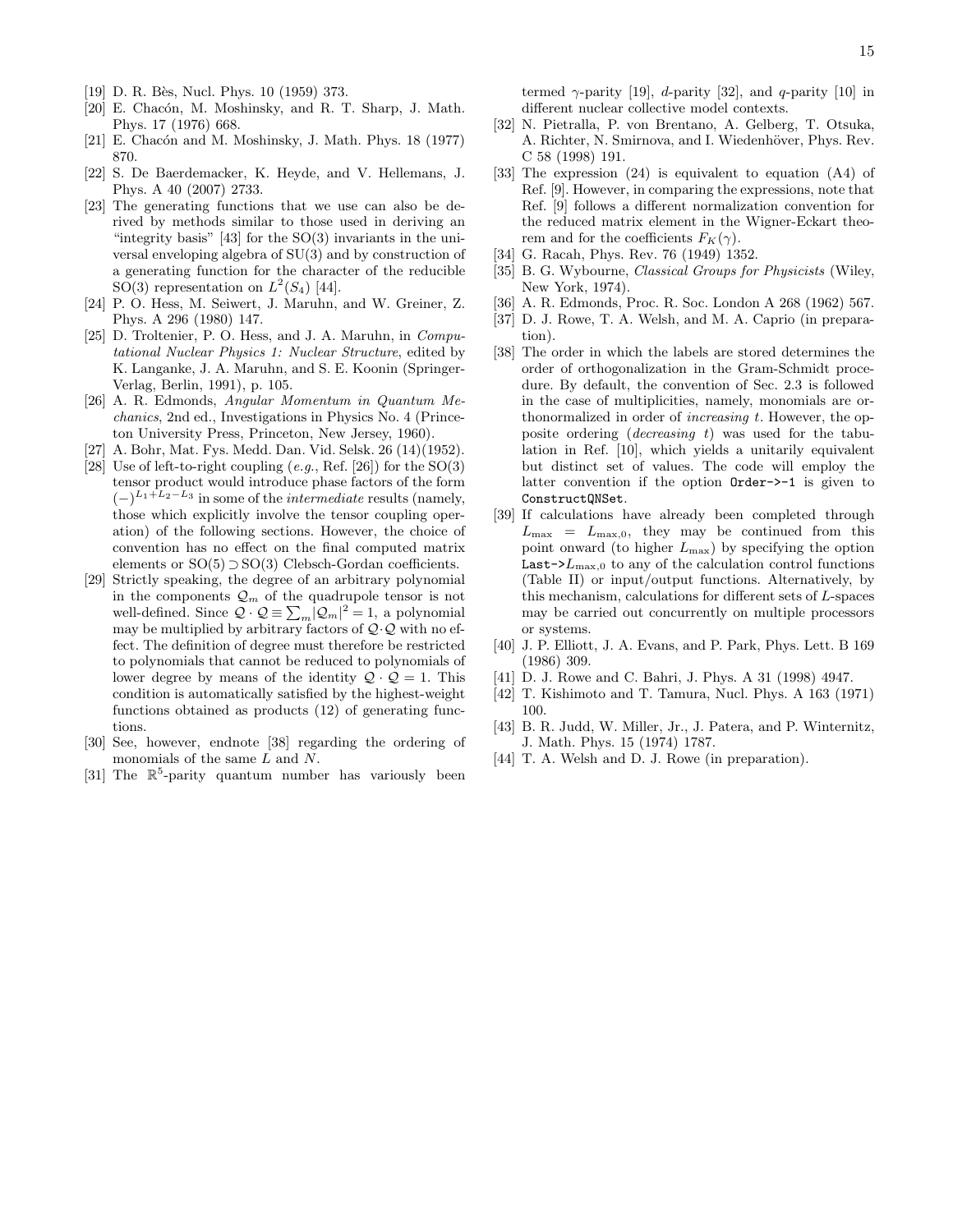[19] D. R. Bès, Nucl. Phys. 10 (1959) 373.

[20] E. Chacón, M. Moshinsky, and R. T. Sharp, J. Math. Phys. 17 (1976) 668.

[21] E. Chacón and M. Moshinsky, J. Math. Phys. 18 (1977) 870.

[22] S. De Baerdemacker, K. Heyde, and V. Hellemans, J. Phys. A 40 (2007) 2733.

[23] The generating functions that we use can also be derived by methods similar to those used in deriving an "integrity basis" [43] for the SO(3) invariants in the universal enveloping algebra of SU(3) and by construction of a generating function for the character of the reducible SO(3) representation on $L^2(S_4)$ [44].

[24] P. O. Hess, M. Seiwert, J. Maruhn, and W. Greiner, Z. Phys. A 296 (1980) 147.

[25] D. Troltenier, P. O. Hess, and J. A. Maruhn, in *Computational Nuclear Physics 1: Nuclear Structure*, edited by K. Langanke, J. A. Maruhn, and S. E. Koonin (Springer-Verlag, Berlin, 1991), p. 105.

[26] A. R. Edmonds, *Angular Momentum in Quantum Mechanics*, 2nd ed., Investigations in Physics No. 4 (Princeton University Press, Princeton, New Jersey, 1960).

[27] A. Bohr, Mat. Fys. Medd. Dan. Vid. Selsk. 26 (14)(1952).

[28] Use of left-to-right coupling (*e.g.*, Ref. [26]) for the SO(3) tensor product would introduce phase factors of the form $(-)^{L_1+L_2-L_3}$ in some of the *intermediate* results (namely, those which explicitly involve the tensor coupling operation) of the following sections. However, the choice of convention has no effect on the final computed matrix elements or SO(5) $\supset$ SO(3) Clebsch-Gordan coefficients.

[29] Strictly speaking, the degree of an arbitrary polynomial in the components $\mathcal{Q}_m$ of the quadrupole tensor is not well-defined. Since $\mathcal{Q}\cdot\mathcal{Q}\equiv\sum_m|\mathcal{Q}_m|^2=1$, a polynomial may be multiplied by arbitrary factors of $\mathcal{Q}\cdot\mathcal{Q}$ with no effect. The definition of degree must therefore be restricted to polynomials that cannot be reduced to polynomials of lower degree by means of the identity $\mathcal{Q}\cdot\mathcal{Q}=1$. This condition is automatically satisfied by the highest-weight functions obtained as products (12) of generating functions.

[30] See, however, endnote [38] regarding the ordering of monomials of the same $L$ and $N$.

[31] The $\mathbb{R}^5$-parity quantum number has variously been termed $\gamma$-parity [19], $d$-parity [32], and $q$-parity [10] in different nuclear collective model contexts.

[32] N. Pietralla, P. von Brentano, A. Gelberg, T. Otsuka, A. Richter, N. Smirnova, and I. Wiedenhöver, Phys. Rev. C 58 (1998) 191.

[33] The expression (24) is equivalent to equation (A4) of Ref. [9]. However, in comparing the expressions, note that Ref. [9] follows a different normalization convention for the reduced matrix element in the Wigner-Eckart theorem and for the coefficients $F_K(\gamma)$.

[34] G. Racah, Phys. Rev. 76 (1949) 1352.

[35] B. G. Wybourne, *Classical Groups for Physicists* (Wiley, New York, 1974).

[36] A. R. Edmonds, Proc. R. Soc. London A 268 (1962) 567.

[37] D. J. Rowe, T. A. Welsh, and M. A. Caprio (in preparation).

[38] The order in which the labels are stored determines the order of orthogonalization in the Gram-Schmidt procedure. By default, the convention of Sec. 2.3 is followed in the case of multiplicities, namely, monomials are orthonormalized in order of *increasing* $t$. However, the opposite ordering (*decreasing* $t$) was used for the tabulation in Ref. [10], which yields a unitarily equivalent but distinct set of values. The code will employ the latter convention if the option `Order->-1` is given to `ConstructQNSet`.

[39] If calculations have already been completed through $L_{\max}=L_{\max,0}$, they may be continued from this point onward (to higher $L_{\max}$) by specifying the option `Last->`$L_{\max,0}$ to any of the calculation control functions (Table II) or input/output functions. Alternatively, by this mechanism, calculations for different sets of $L$-spaces may be carried out concurrently on multiple processors or systems.

[40] J. P. Elliott, J. A. Evans, and P. Park, Phys. Lett. B 169 (1986) 309.

[41] D. J. Rowe and C. Bahri, J. Phys. A 31 (1998) 4947.

[42] T. Kishimoto and T. Tamura, Nucl. Phys. A 163 (1971) 100.

[43] B. R. Judd, W. Miller, Jr., J. Patera, and P. Winternitz, J. Math. Phys. 15 (1974) 1787.

[44] T. A. Welsh and D. J. Rowe (in preparation).